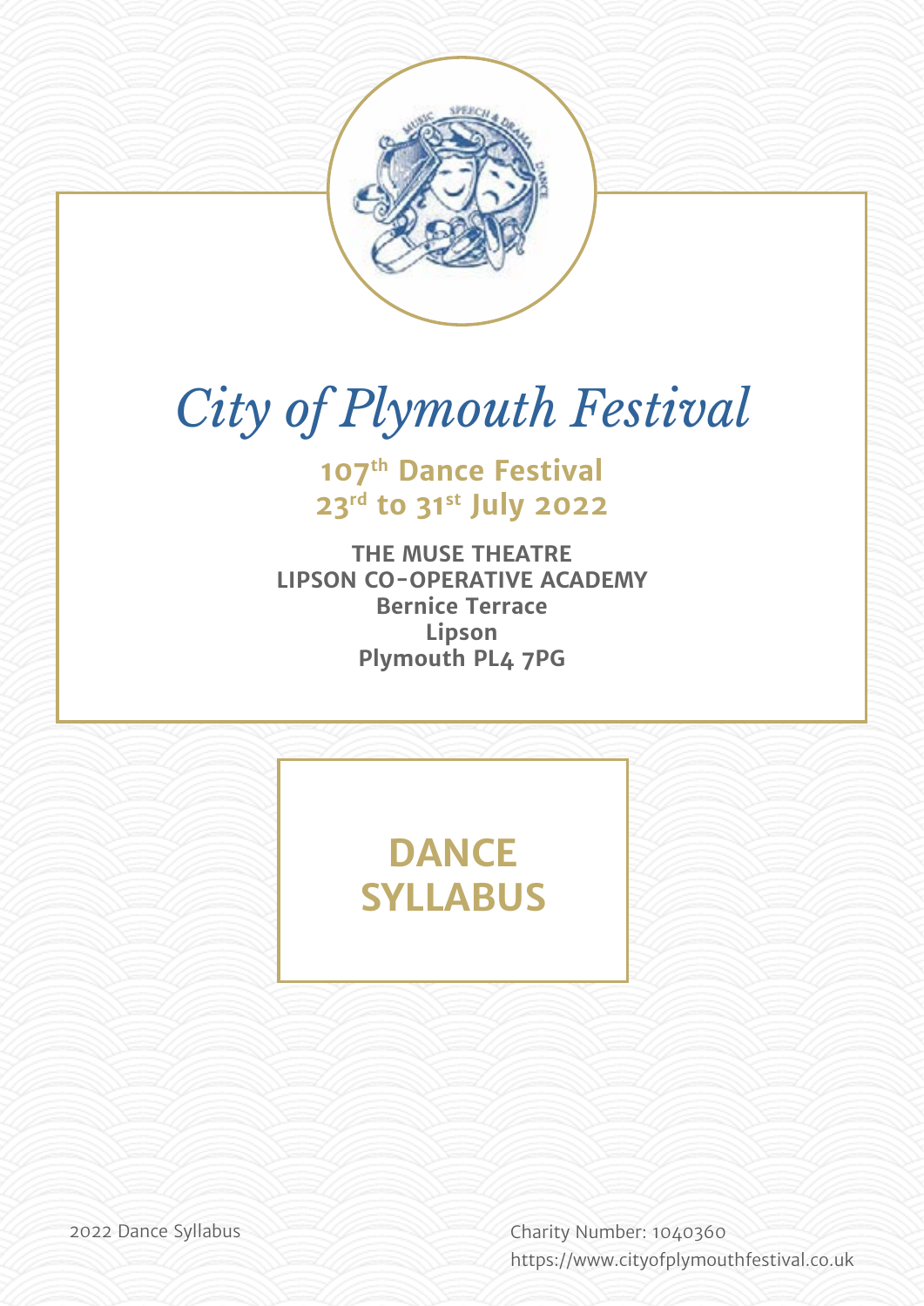# City of Plymouth Festival

## 107th Dance Festival
## 23rd to 31st July 2022

**THE MUSE THEATRE**
**LIPSON CO-OPERATIVE ACADEMY**
**Bernice Terrace**
**Lipson**
**Plymouth PL4 7PG**

# DANCE SYLLABUS

2022 Dance Syllabus

Charity Number: 1040360
https://www.cityofplymouthfestival.co.uk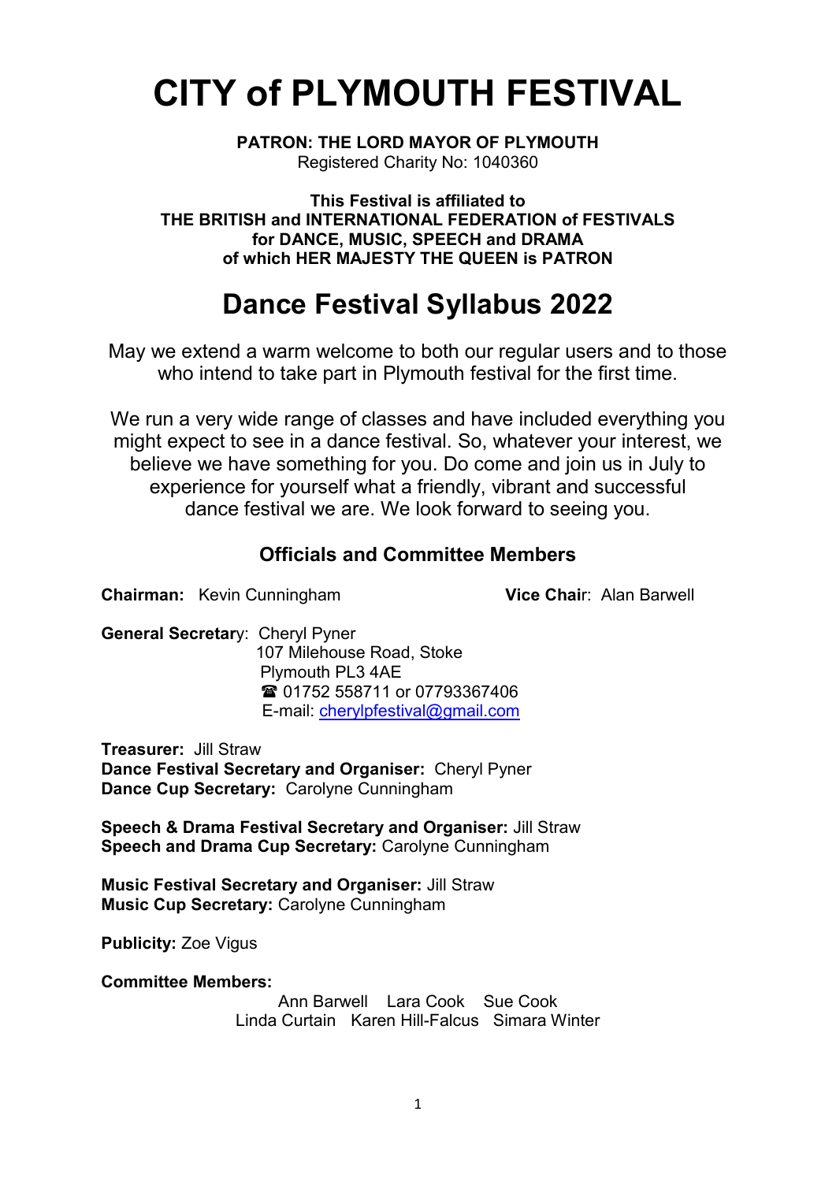# CITY of PLYMOUTH FESTIVAL

**PATRON: THE LORD MAYOR OF PLYMOUTH**
Registered Charity No: 1040360

**This Festival is affiliated to**
**THE BRITISH and INTERNATIONAL FEDERATION of FESTIVALS**
**for DANCE, MUSIC, SPEECH and DRAMA**
**of which HER MAJESTY THE QUEEN is PATRON**

# Dance Festival Syllabus 2022

May we extend a warm welcome to both our regular users and to those who intend to take part in Plymouth festival for the first time.

We run a very wide range of classes and have included everything you might expect to see in a dance festival. So, whatever your interest, we believe we have something for you. Do come and join us in July to experience for yourself what a friendly, vibrant and successful dance festival we are. We look forward to seeing you.

### Officials and Committee Members

**Chairman:** Kevin Cunningham

**Vice Chair:** Alan Barwell

**General Secretary:** Cheryl Pyner
107 Milehouse Road, Stoke
Plymouth PL3 4AE
☎ 01752 558711 or 07793367406
E-mail: cherylpfestival@gmail.com

**Treasurer:** Jill Straw
**Dance Festival Secretary and Organiser:** Cheryl Pyner
**Dance Cup Secretary:** Carolyne Cunningham

**Speech & Drama Festival Secretary and Organiser:** Jill Straw
**Speech and Drama Cup Secretary:** Carolyne Cunningham

**Music Festival Secretary and Organiser:** Jill Straw
**Music Cup Secretary:** Carolyne Cunningham

**Publicity:** Zoe Vigus

**Committee Members:**
Ann Barwell   Lara Cook   Sue Cook
Linda Curtain   Karen Hill-Falcus   Simara Winter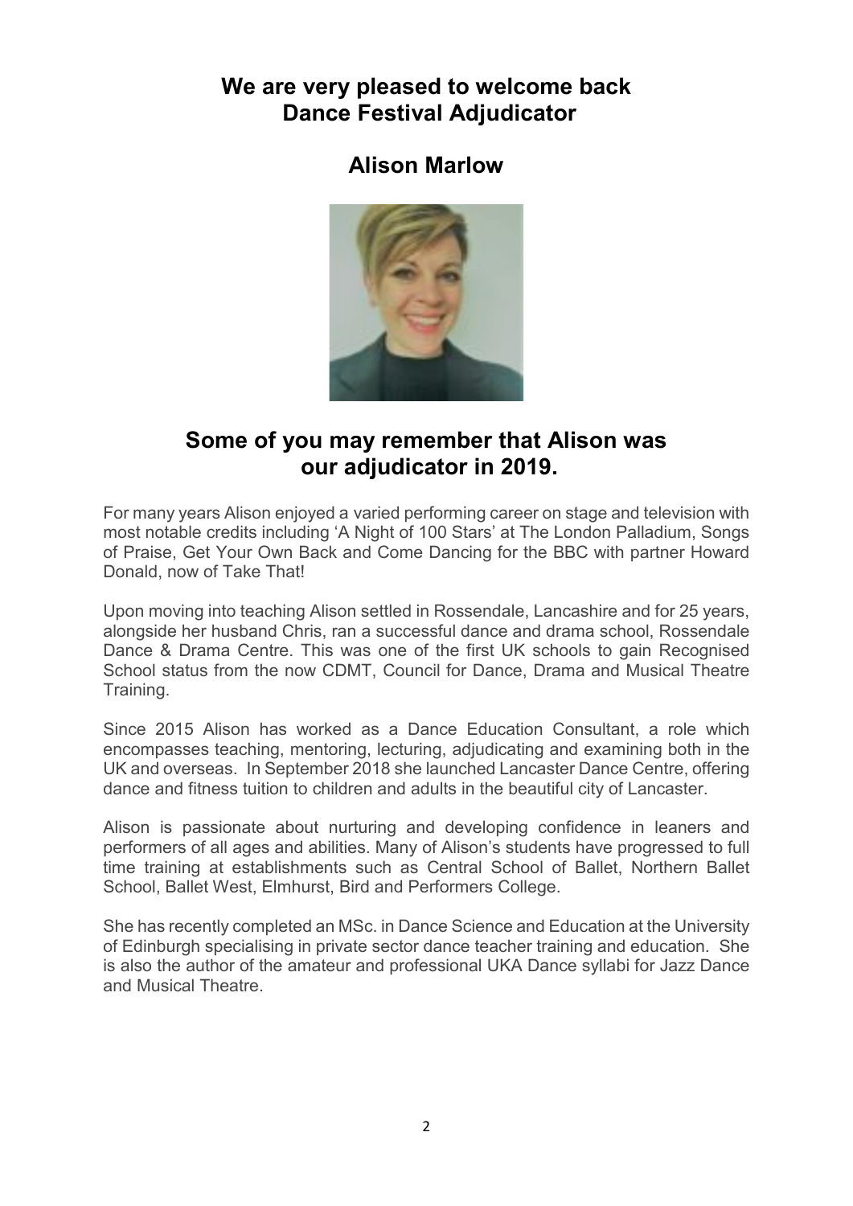## We are very pleased to welcome back Dance Festival Adjudicator

## Alison Marlow

## Some of you may remember that Alison was our adjudicator in 2019.

For many years Alison enjoyed a varied performing career on stage and television with most notable credits including 'A Night of 100 Stars' at The London Palladium, Songs of Praise, Get Your Own Back and Come Dancing for the BBC with partner Howard Donald, now of Take That!

Upon moving into teaching Alison settled in Rossendale, Lancashire and for 25 years, alongside her husband Chris, ran a successful dance and drama school, Rossendale Dance & Drama Centre. This was one of the first UK schools to gain Recognised School status from the now CDMT, Council for Dance, Drama and Musical Theatre Training.

Since 2015 Alison has worked as a Dance Education Consultant, a role which encompasses teaching, mentoring, lecturing, adjudicating and examining both in the UK and overseas. In September 2018 she launched Lancaster Dance Centre, offering dance and fitness tuition to children and adults in the beautiful city of Lancaster.

Alison is passionate about nurturing and developing confidence in leaners and performers of all ages and abilities. Many of Alison's students have progressed to full time training at establishments such as Central School of Ballet, Northern Ballet School, Ballet West, Elmhurst, Bird and Performers College.

She has recently completed an MSc. in Dance Science and Education at the University of Edinburgh specialising in private sector dance teacher training and education. She is also the author of the amateur and professional UKA Dance syllabi for Jazz Dance and Musical Theatre.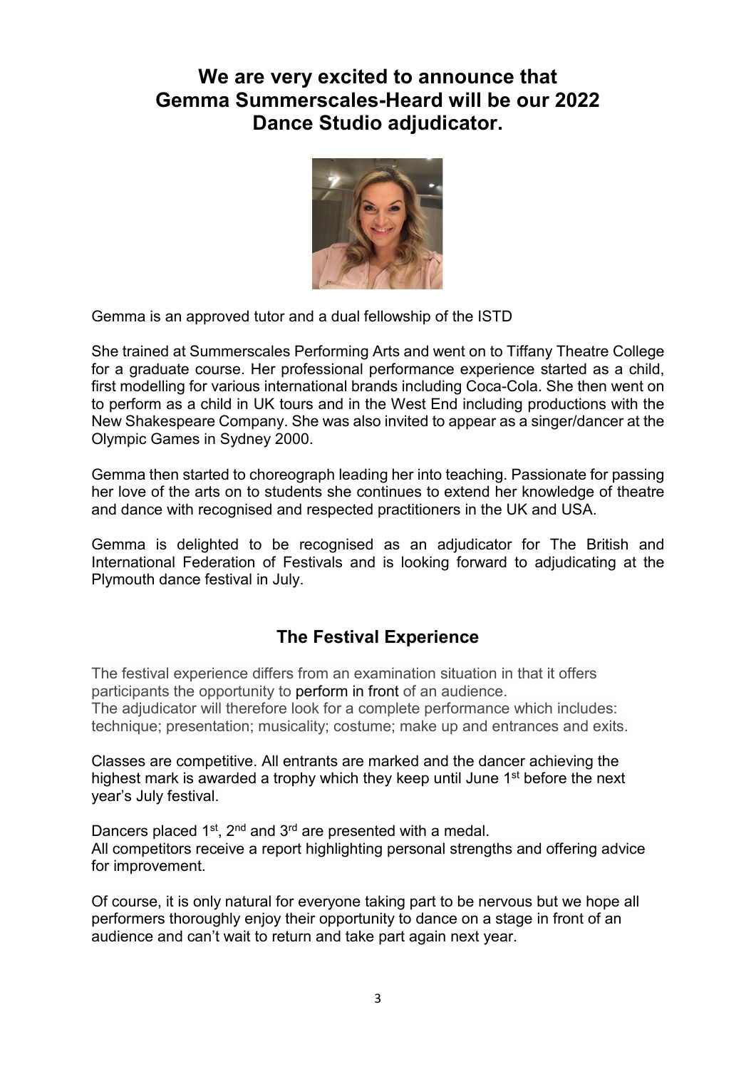# We are very excited to announce that Gemma Summerscales-Heard will be our 2022 Dance Studio adjudicator.

Gemma is an approved tutor and a dual fellowship of the ISTD

She trained at Summerscales Performing Arts and went on to Tiffany Theatre College for a graduate course. Her professional performance experience started as a child, first modelling for various international brands including Coca-Cola. She then went on to perform as a child in UK tours and in the West End including productions with the New Shakespeare Company. She was also invited to appear as a singer/dancer at the Olympic Games in Sydney 2000.

Gemma then started to choreograph leading her into teaching. Passionate for passing her love of the arts on to students she continues to extend her knowledge of theatre and dance with recognised and respected practitioners in the UK and USA.

Gemma is delighted to be recognised as an adjudicator for The British and International Federation of Festivals and is looking forward to adjudicating at the Plymouth dance festival in July.

## The Festival Experience

The festival experience differs from an examination situation in that it offers participants the opportunity to perform in front of an audience.
The adjudicator will therefore look for a complete performance which includes: technique; presentation; musicality; costume; make up and entrances and exits.

Classes are competitive. All entrants are marked and the dancer achieving the highest mark is awarded a trophy which they keep until June 1st before the next year's July festival.

Dancers placed 1st, 2nd and 3rd are presented with a medal.
All competitors receive a report highlighting personal strengths and offering advice for improvement.

Of course, it is only natural for everyone taking part to be nervous but we hope all performers thoroughly enjoy their opportunity to dance on a stage in front of an audience and can't wait to return and take part again next year.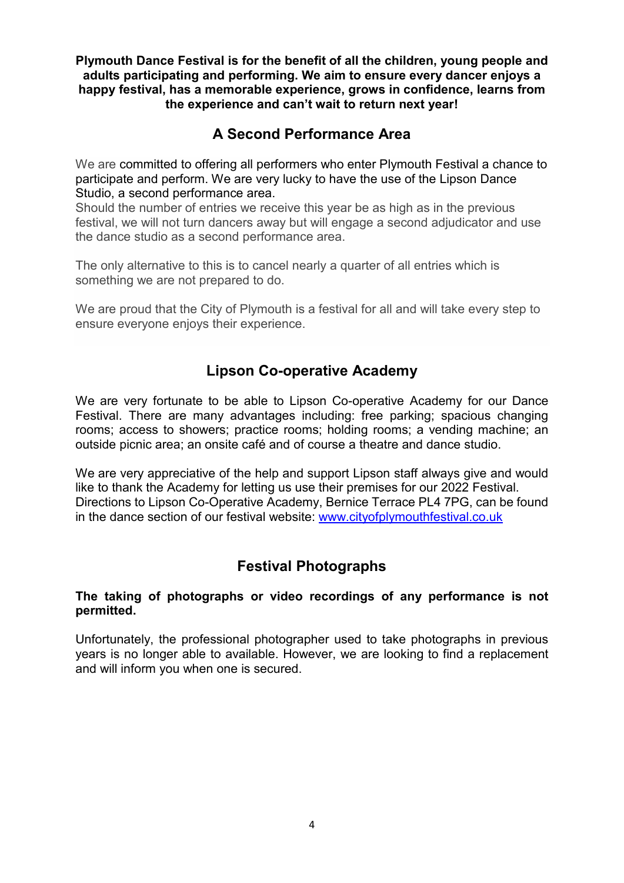**Plymouth Dance Festival is for the benefit of all the children, young people and adults participating and performing. We aim to ensure every dancer enjoys a happy festival, has a memorable experience, grows in confidence, learns from the experience and can't wait to return next year!**

## A Second Performance Area

We are committed to offering all performers who enter Plymouth Festival a chance to participate and perform. We are very lucky to have the use of the Lipson Dance Studio, a second performance area.
Should the number of entries we receive this year be as high as in the previous festival, we will not turn dancers away but will engage a second adjudicator and use the dance studio as a second performance area.

The only alternative to this is to cancel nearly a quarter of all entries which is something we are not prepared to do.

We are proud that the City of Plymouth is a festival for all and will take every step to ensure everyone enjoys their experience.

## Lipson Co-operative Academy

We are very fortunate to be able to Lipson Co-operative Academy for our Dance Festival. There are many advantages including: free parking; spacious changing rooms; access to showers; practice rooms; holding rooms; a vending machine; an outside picnic area; an onsite café and of course a theatre and dance studio.

We are very appreciative of the help and support Lipson staff always give and would like to thank the Academy for letting us use their premises for our 2022 Festival. Directions to Lipson Co-Operative Academy, Bernice Terrace PL4 7PG, can be found in the dance section of our festival website: [www.cityofplymouthfestival.co.uk](www.cityofplymouthfestival.co.uk)

## Festival Photographs

**The taking of photographs or video recordings of any performance is not permitted.**

Unfortunately, the professional photographer used to take photographs in previous years is no longer able to available. However, we are looking to find a replacement and will inform you when one is secured.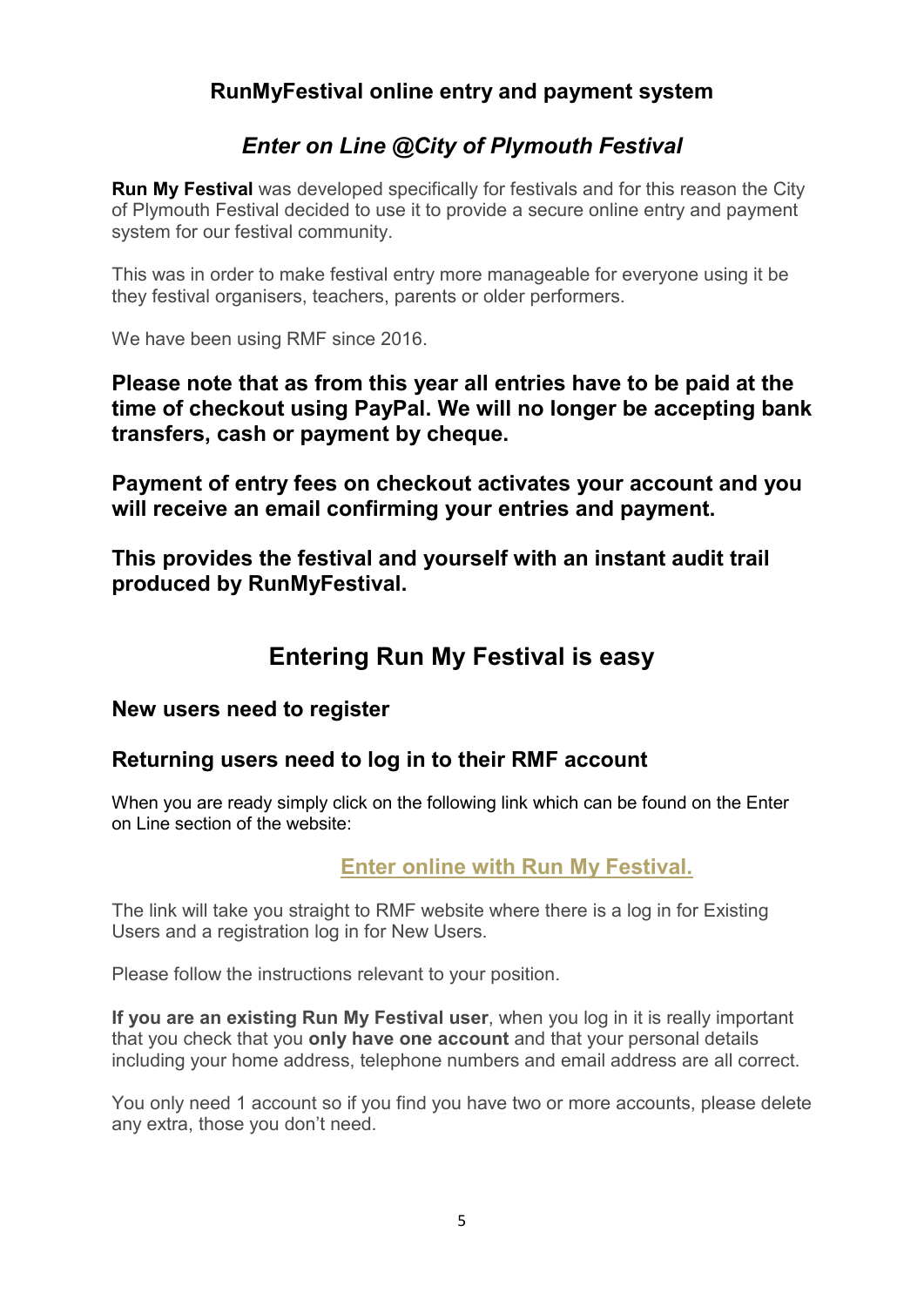## RunMyFestival online entry and payment system

### *Enter on Line @City of Plymouth Festival*

**Run My Festival** was developed specifically for festivals and for this reason the City of Plymouth Festival decided to use it to provide a secure online entry and payment system for our festival community.

This was in order to make festival entry more manageable for everyone using it be they festival organisers, teachers, parents or older performers.

We have been using RMF since 2016.

**Please note that as from this year all entries have to be paid at the time of checkout using PayPal. We will no longer be accepting bank transfers, cash or payment by cheque.**

**Payment of entry fees on checkout activates your account and you will receive an email confirming your entries and payment.**

**This provides the festival and yourself with an instant audit trail produced by RunMyFestival.**

## Entering Run My Festival is easy

### New users need to register

### Returning users need to log in to their RMF account

When you are ready simply click on the following link which can be found on the Enter on Line section of the website:

**Enter online with Run My Festival.**

The link will take you straight to RMF website where there is a log in for Existing Users and a registration log in for New Users.

Please follow the instructions relevant to your position.

**If you are an existing Run My Festival user**, when you log in it is really important that you check that you **only have one account** and that your personal details including your home address, telephone numbers and email address are all correct.

You only need 1 account so if you find you have two or more accounts, please delete any extra, those you don't need.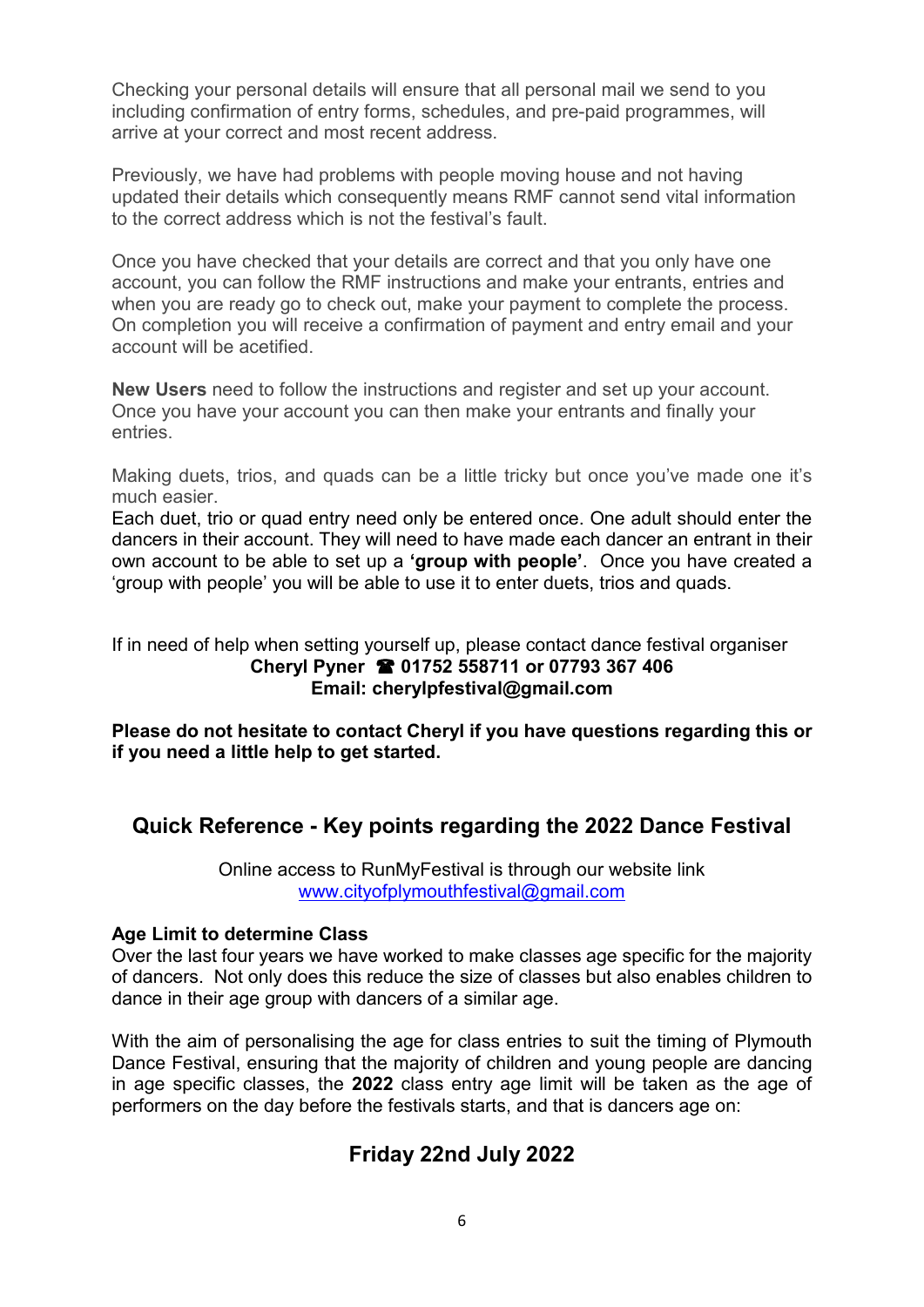Checking your personal details will ensure that all personal mail we send to you including confirmation of entry forms, schedules, and pre-paid programmes, will arrive at your correct and most recent address.

Previously, we have had problems with people moving house and not having updated their details which consequently means RMF cannot send vital information to the correct address which is not the festival's fault.

Once you have checked that your details are correct and that you only have one account, you can follow the RMF instructions and make your entrants, entries and when you are ready go to check out, make your payment to complete the process. On completion you will receive a confirmation of payment and entry email and your account will be acetified.

**New Users** need to follow the instructions and register and set up your account. Once you have your account you can then make your entrants and finally your entries.

Making duets, trios, and quads can be a little tricky but once you've made one it's much easier.
Each duet, trio or quad entry need only be entered once. One adult should enter the dancers in their account. They will need to have made each dancer an entrant in their own account to be able to set up a **'group with people'**. Once you have created a 'group with people' you will be able to use it to enter duets, trios and quads.

If in need of help when setting yourself up, please contact dance festival organiser
**Cheryl Pyner ☎ 01752 558711 or 07793 367 406**
**Email: cherylpfestival@gmail.com**

**Please do not hesitate to contact Cheryl if you have questions regarding this or if you need a little help to get started.**

## Quick Reference - Key points regarding the 2022 Dance Festival

Online access to RunMyFestival is through our website link
www.cityofplymouthfestival@gmail.com

**Age Limit to determine Class**
Over the last four years we have worked to make classes age specific for the majority of dancers. Not only does this reduce the size of classes but also enables children to dance in their age group with dancers of a similar age.

With the aim of personalising the age for class entries to suit the timing of Plymouth Dance Festival, ensuring that the majority of children and young people are dancing in age specific classes, the **2022** class entry age limit will be taken as the age of performers on the day before the festivals starts, and that is dancers age on:

## Friday 22nd July 2022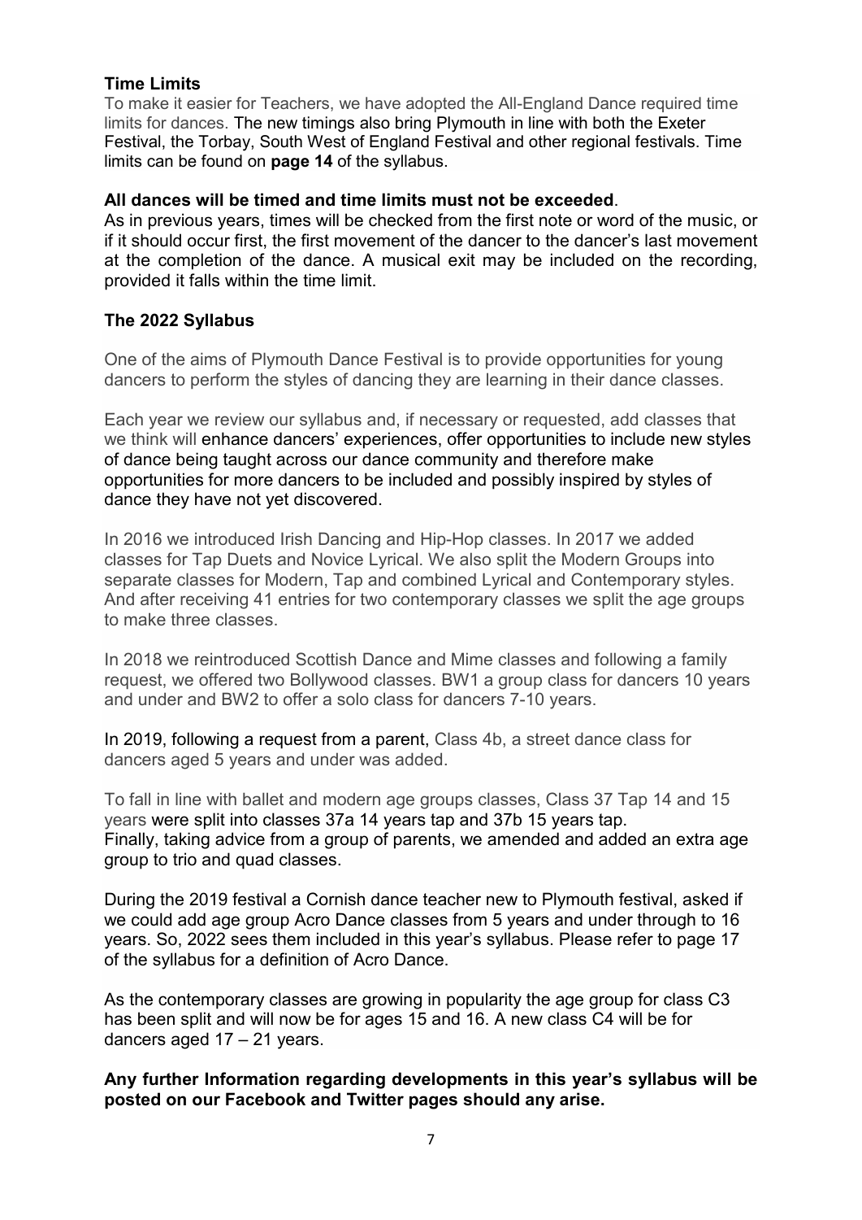## Time Limits

To make it easier for Teachers, we have adopted the All-England Dance required time limits for dances. The new timings also bring Plymouth in line with both the Exeter Festival, the Torbay, South West of England Festival and other regional festivals. Time limits can be found on **page 14** of the syllabus.

**All dances will be timed and time limits must not be exceeded**.

As in previous years, times will be checked from the first note or word of the music, or if it should occur first, the first movement of the dancer to the dancer's last movement at the completion of the dance. A musical exit may be included on the recording, provided it falls within the time limit.

## The 2022 Syllabus

One of the aims of Plymouth Dance Festival is to provide opportunities for young dancers to perform the styles of dancing they are learning in their dance classes.

Each year we review our syllabus and, if necessary or requested, add classes that we think will enhance dancers' experiences, offer opportunities to include new styles of dance being taught across our dance community and therefore make opportunities for more dancers to be included and possibly inspired by styles of dance they have not yet discovered.

In 2016 we introduced Irish Dancing and Hip-Hop classes. In 2017 we added classes for Tap Duets and Novice Lyrical. We also split the Modern Groups into separate classes for Modern, Tap and combined Lyrical and Contemporary styles. And after receiving 41 entries for two contemporary classes we split the age groups to make three classes.

In 2018 we reintroduced Scottish Dance and Mime classes and following a family request, we offered two Bollywood classes. BW1 a group class for dancers 10 years and under and BW2 to offer a solo class for dancers 7-10 years.

In 2019, following a request from a parent, Class 4b, a street dance class for dancers aged 5 years and under was added.

To fall in line with ballet and modern age groups classes, Class 37 Tap 14 and 15 years were split into classes 37a 14 years tap and 37b 15 years tap.
Finally, taking advice from a group of parents, we amended and added an extra age group to trio and quad classes.

During the 2019 festival a Cornish dance teacher new to Plymouth festival, asked if we could add age group Acro Dance classes from 5 years and under through to 16 years. So, 2022 sees them included in this year's syllabus. Please refer to page 17 of the syllabus for a definition of Acro Dance.

As the contemporary classes are growing in popularity the age group for class C3 has been split and will now be for ages 15 and 16. A new class C4 will be for dancers aged 17 – 21 years.

**Any further Information regarding developments in this year's syllabus will be posted on our Facebook and Twitter pages should any arise.**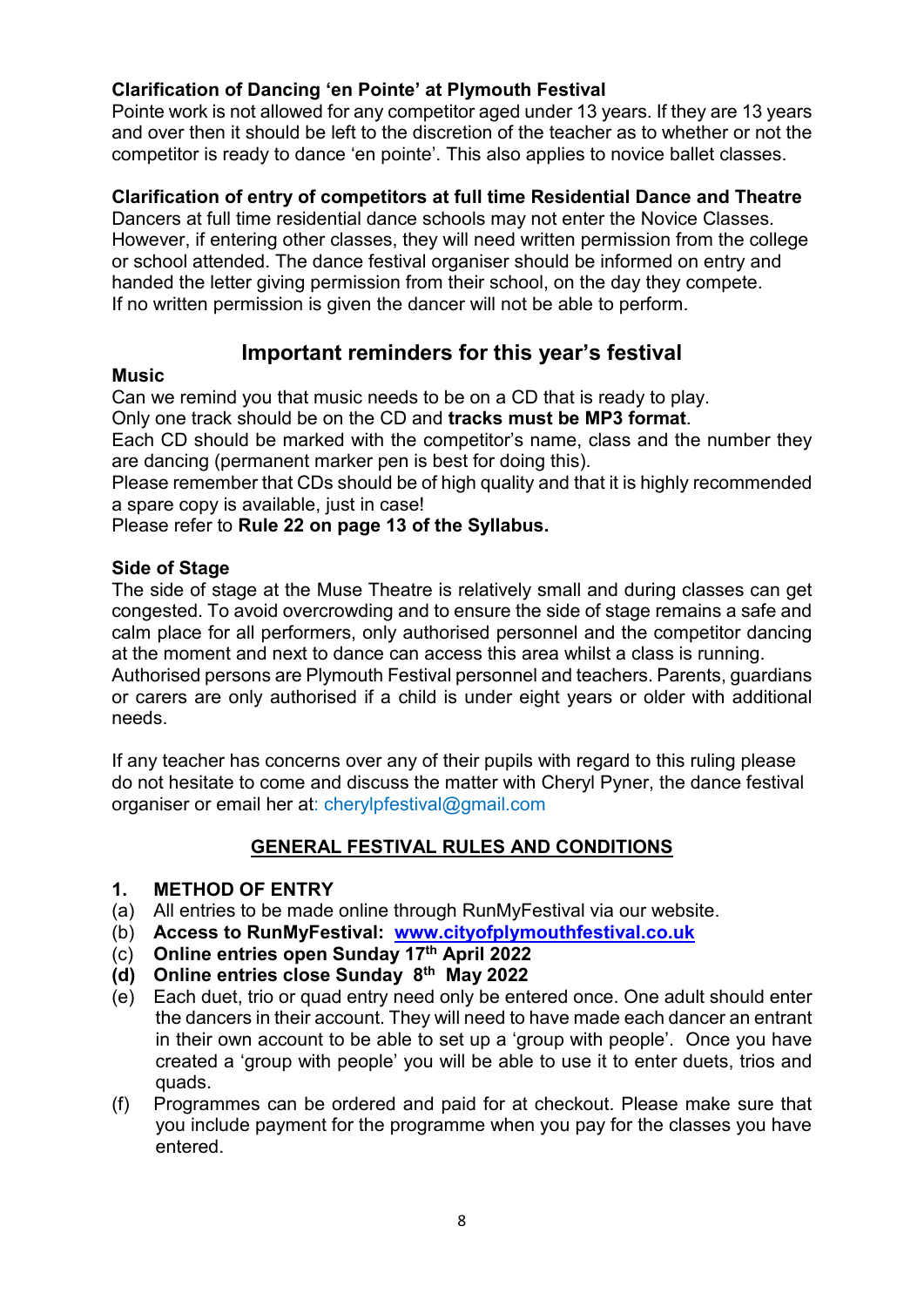**Clarification of Dancing 'en Pointe' at Plymouth Festival**
Pointe work is not allowed for any competitor aged under 13 years. If they are 13 years and over then it should be left to the discretion of the teacher as to whether or not the competitor is ready to dance 'en pointe'. This also applies to novice ballet classes.

**Clarification of entry of competitors at full time Residential Dance and Theatre**
Dancers at full time residential dance schools may not enter the Novice Classes. However, if entering other classes, they will need written permission from the college or school attended. The dance festival organiser should be informed on entry and handed the letter giving permission from their school, on the day they compete. If no written permission is given the dancer will not be able to perform.

## Important reminders for this year's festival

**Music**
Can we remind you that music needs to be on a CD that is ready to play.
Only one track should be on the CD and **tracks must be MP3 format**.
Each CD should be marked with the competitor's name, class and the number they are dancing (permanent marker pen is best for doing this).
Please remember that CDs should be of high quality and that it is highly recommended a spare copy is available, just in case!
Please refer to **Rule 22 on page 13 of the Syllabus.**

**Side of Stage**
The side of stage at the Muse Theatre is relatively small and during classes can get congested. To avoid overcrowding and to ensure the side of stage remains a safe and calm place for all performers, only authorised personnel and the competitor dancing at the moment and next to dance can access this area whilst a class is running. Authorised persons are Plymouth Festival personnel and teachers. Parents, guardians or carers are only authorised if a child is under eight years or older with additional needs.

If any teacher has concerns over any of their pupils with regard to this ruling please do not hesitate to come and discuss the matter with Cheryl Pyner, the dance festival organiser or email her at: cherylpfestival@gmail.com

## GENERAL FESTIVAL RULES AND CONDITIONS

**1. METHOD OF ENTRY**

(a) All entries to be made online through RunMyFestival via our website.
(b) **Access to RunMyFestival: www.cityofplymouthfestival.co.uk**
(c) **Online entries open Sunday 17th April 2022**
**(d) Online entries close Sunday 8th May 2022**
(e) Each duet, trio or quad entry need only be entered once. One adult should enter the dancers in their account. They will need to have made each dancer an entrant in their own account to be able to set up a 'group with people'. Once you have created a 'group with people' you will be able to use it to enter duets, trios and quads.
(f) Programmes can be ordered and paid for at checkout. Please make sure that you include payment for the programme when you pay for the classes you have entered.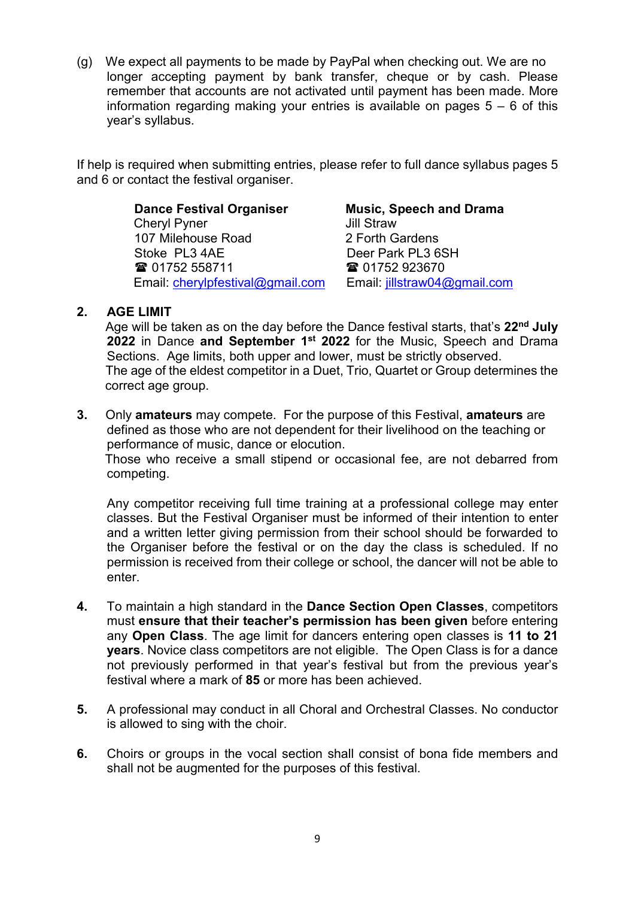(g) We expect all payments to be made by PayPal when checking out. We are no longer accepting payment by bank transfer, cheque or by cash. Please remember that accounts are not activated until payment has been made. More information regarding making your entries is available on pages 5 – 6 of this year's syllabus.

If help is required when submitting entries, please refer to full dance syllabus pages 5 and 6 or contact the festival organiser.

| **Dance Festival Organiser** | **Music, Speech and Drama** |
|---|---|
| Cheryl Pyner | Jill Straw |
| 107 Milehouse Road | 2 Forth Gardens |
| Stoke PL3 4AE | Deer Park PL3 6SH |
| ☎ 01752 558711 | ☎ 01752 923670 |
| Email: cherylpfestival@gmail.com | Email: jillstraw04@gmail.com |

**2. AGE LIMIT**

Age will be taken as on the day before the Dance festival starts, that's **22nd July 2022** in Dance **and September 1st 2022** for the Music, Speech and Drama Sections. Age limits, both upper and lower, must be strictly observed.
The age of the eldest competitor in a Duet, Trio, Quartet or Group determines the correct age group.

**3.** Only **amateurs** may compete. For the purpose of this Festival, **amateurs** are defined as those who are not dependent for their livelihood on the teaching or performance of music, dance or elocution.
Those who receive a small stipend or occasional fee, are not debarred from competing.

Any competitor receiving full time training at a professional college may enter classes. But the Festival Organiser must be informed of their intention to enter and a written letter giving permission from their school should be forwarded to the Organiser before the festival or on the day the class is scheduled. If no permission is received from their college or school, the dancer will not be able to enter.

**4.** To maintain a high standard in the **Dance Section Open Classes**, competitors must **ensure that their teacher's permission has been given** before entering any **Open Class**. The age limit for dancers entering open classes is **11 to 21 years**. Novice class competitors are not eligible. The Open Class is for a dance not previously performed in that year's festival but from the previous year's festival where a mark of **85** or more has been achieved.

**5.** A professional may conduct in all Choral and Orchestral Classes. No conductor is allowed to sing with the choir.

**6.** Choirs or groups in the vocal section shall consist of bona fide members and shall not be augmented for the purposes of this festival.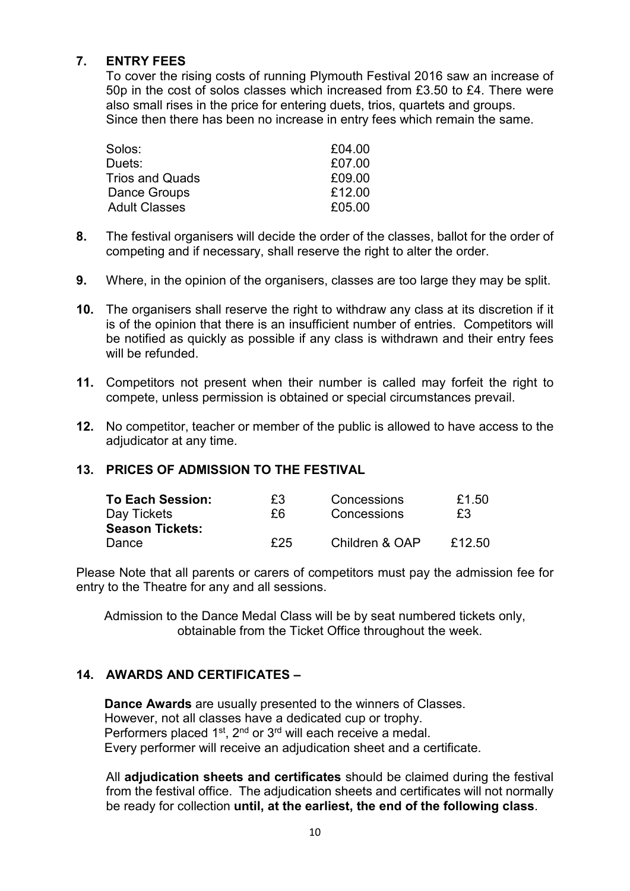**7. ENTRY FEES**

To cover the rising costs of running Plymouth Festival 2016 saw an increase of 50p in the cost of solos classes which increased from £3.50 to £4. There were also small rises in the price for entering duets, trios, quartets and groups. Since then there has been no increase in entry fees which remain the same.

| | |
|---|---|
| Solos: | £04.00 |
| Duets: | £07.00 |
| Trios and Quads | £09.00 |
| Dance Groups | £12.00 |
| Adult Classes | £05.00 |

**8.** The festival organisers will decide the order of the classes, ballot for the order of competing and if necessary, shall reserve the right to alter the order.

**9.** Where, in the opinion of the organisers, classes are too large they may be split.

**10.** The organisers shall reserve the right to withdraw any class at its discretion if it is of the opinion that there is an insufficient number of entries. Competitors will be notified as quickly as possible if any class is withdrawn and their entry fees will be refunded.

**11.** Competitors not present when their number is called may forfeit the right to compete, unless permission is obtained or special circumstances prevail.

**12.** No competitor, teacher or member of the public is allowed to have access to the adjudicator at any time.

**13. PRICES OF ADMISSION TO THE FESTIVAL**

| | | | |
|---|---|---|---|
| **To Each Session:** | £3 | Concessions | £1.50 |
| Day Tickets | £6 | Concessions | £3 |
| **Season Tickets:** | | | |
| Dance | £25 | Children & OAP | £12.50 |

Please Note that all parents or carers of competitors must pay the admission fee for entry to the Theatre for any and all sessions.

Admission to the Dance Medal Class will be by seat numbered tickets only, obtainable from the Ticket Office throughout the week.

**14. AWARDS AND CERTIFICATES –**

**Dance Awards** are usually presented to the winners of Classes.
However, not all classes have a dedicated cup or trophy.
Performers placed 1st, 2nd or 3rd will each receive a medal.
Every performer will receive an adjudication sheet and a certificate.

All **adjudication sheets and certificates** should be claimed during the festival from the festival office. The adjudication sheets and certificates will not normally be ready for collection **until, at the earliest, the end of the following class**.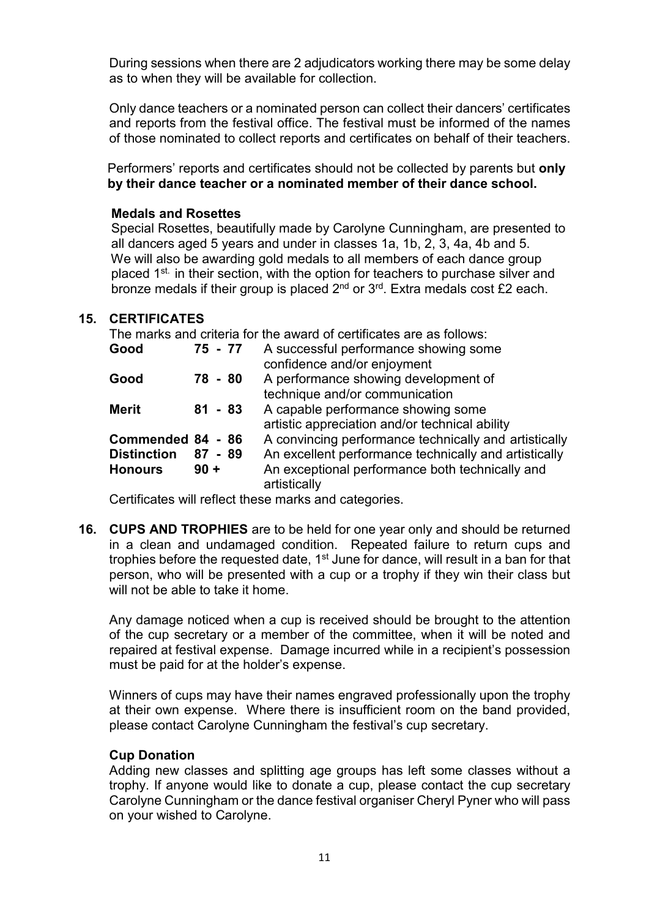During sessions when there are 2 adjudicators working there may be some delay as to when they will be available for collection.

Only dance teachers or a nominated person can collect their dancers' certificates and reports from the festival office. The festival must be informed of the names of those nominated to collect reports and certificates on behalf of their teachers.

Performers' reports and certificates should not be collected by parents but **only by their dance teacher or a nominated member of their dance school.**

**Medals and Rosettes**

Special Rosettes, beautifully made by Carolyne Cunningham, are presented to all dancers aged 5 years and under in classes 1a, 1b, 2, 3, 4a, 4b and 5. We will also be awarding gold medals to all members of each dance group placed 1st. in their section, with the option for teachers to purchase silver and bronze medals if their group is placed 2nd or 3rd. Extra medals cost £2 each.

## 15. CERTIFICATES

The marks and criteria for the award of certificates are as follows:

| | | |
|---|---|---|
| **Good** | **75 - 77** | A successful performance showing some confidence and/or enjoyment |
| **Good** | **78 - 80** | A performance showing development of technique and/or communication |
| **Merit** | **81 - 83** | A capable performance showing some artistic appreciation and/or technical ability |
| **Commended** | **84 - 86** | A convincing performance technically and artistically |
| **Distinction** | **87 - 89** | An excellent performance technically and artistically |
| **Honours** | **90 +** | An exceptional performance both technically and artistically |

Certificates will reflect these marks and categories.

## 16. CUPS AND TROPHIES

**CUPS AND TROPHIES** are to be held for one year only and should be returned in a clean and undamaged condition. Repeated failure to return cups and trophies before the requested date, 1st June for dance, will result in a ban for that person, who will be presented with a cup or a trophy if they win their class but will not be able to take it home.

Any damage noticed when a cup is received should be brought to the attention of the cup secretary or a member of the committee, when it will be noted and repaired at festival expense. Damage incurred while in a recipient's possession must be paid for at the holder's expense.

Winners of cups may have their names engraved professionally upon the trophy at their own expense. Where there is insufficient room on the band provided, please contact Carolyne Cunningham the festival's cup secretary.

**Cup Donation**

Adding new classes and splitting age groups has left some classes without a trophy. If anyone would like to donate a cup, please contact the cup secretary Carolyne Cunningham or the dance festival organiser Cheryl Pyner who will pass on your wished to Carolyne.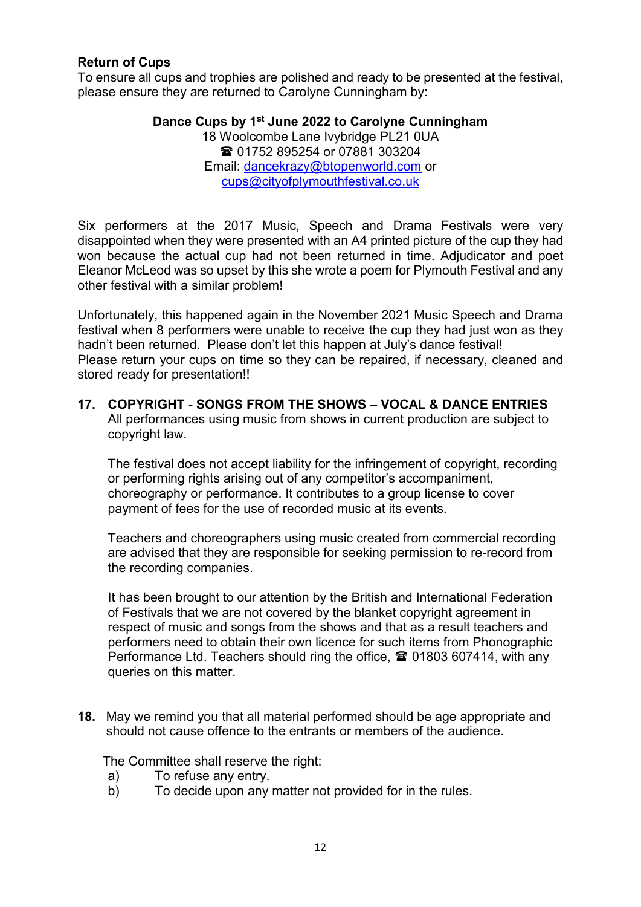**Return of Cups**

To ensure all cups and trophies are polished and ready to be presented at the festival, please ensure they are returned to Carolyne Cunningham by:

**Dance Cups by 1st June 2022 to Carolyne Cunningham**
18 Woolcombe Lane Ivybridge PL21 0UA
☎ 01752 895254 or 07881 303204
Email: dancekrazy@btopenworld.com or
cups@cityofplymouthfestival.co.uk

Six performers at the 2017 Music, Speech and Drama Festivals were very disappointed when they were presented with an A4 printed picture of the cup they had won because the actual cup had not been returned in time. Adjudicator and poet Eleanor McLeod was so upset by this she wrote a poem for Plymouth Festival and any other festival with a similar problem!

Unfortunately, this happened again in the November 2021 Music Speech and Drama festival when 8 performers were unable to receive the cup they had just won as they hadn't been returned. Please don't let this happen at July's dance festival!
Please return your cups on time so they can be repaired, if necessary, cleaned and stored ready for presentation!!

**17. COPYRIGHT - SONGS FROM THE SHOWS – VOCAL & DANCE ENTRIES**

All performances using music from shows in current production are subject to copyright law.

The festival does not accept liability for the infringement of copyright, recording or performing rights arising out of any competitor's accompaniment, choreography or performance. It contributes to a group license to cover payment of fees for the use of recorded music at its events.

Teachers and choreographers using music created from commercial recording are advised that they are responsible for seeking permission to re-record from the recording companies.

It has been brought to our attention by the British and International Federation of Festivals that we are not covered by the blanket copyright agreement in respect of music and songs from the shows and that as a result teachers and performers need to obtain their own licence for such items from Phonographic Performance Ltd. Teachers should ring the office, ☎ 01803 607414, with any queries on this matter.

**18.** May we remind you that all material performed should be age appropriate and should not cause offence to the entrants or members of the audience.

The Committee shall reserve the right:

a) To refuse any entry.
b) To decide upon any matter not provided for in the rules.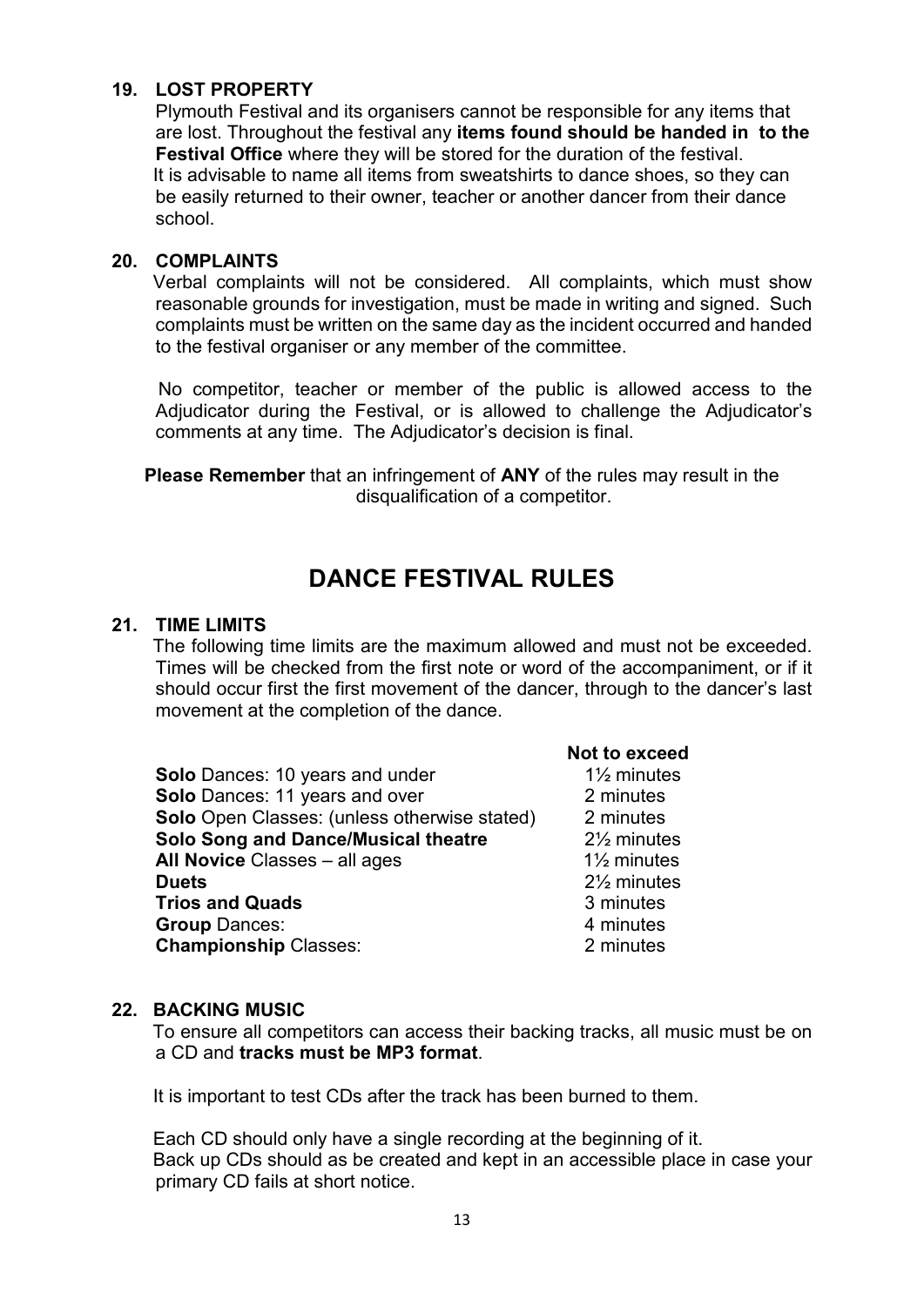### 19. LOST PROPERTY

Plymouth Festival and its organisers cannot be responsible for any items that are lost. Throughout the festival any **items found should be handed in to the Festival Office** where they will be stored for the duration of the festival.
It is advisable to name all items from sweatshirts to dance shoes, so they can be easily returned to their owner, teacher or another dancer from their dance school.

### 20. COMPLAINTS

Verbal complaints will not be considered. All complaints, which must show reasonable grounds for investigation, must be made in writing and signed. Such complaints must be written on the same day as the incident occurred and handed to the festival organiser or any member of the committee.

No competitor, teacher or member of the public is allowed access to the Adjudicator during the Festival, or is allowed to challenge the Adjudicator's comments at any time. The Adjudicator's decision is final.

**Please Remember** that an infringement of **ANY** of the rules may result in the disqualification of a competitor.

# DANCE FESTIVAL RULES

### 21. TIME LIMITS

The following time limits are the maximum allowed and must not be exceeded. Times will be checked from the first note or word of the accompaniment, or if it should occur first the first movement of the dancer, through to the dancer's last movement at the completion of the dance.

| | **Not to exceed** |
|---|---|
| **Solo** Dances: 10 years and under | 1½ minutes |
| **Solo** Dances: 11 years and over | 2 minutes |
| **Solo** Open Classes: (unless otherwise stated) | 2 minutes |
| **Solo Song and Dance/Musical theatre** | 2½ minutes |
| **All Novice** Classes – all ages | 1½ minutes |
| **Duets** | 2½ minutes |
| **Trios and Quads** | 3 minutes |
| **Group** Dances: | 4 minutes |
| **Championship** Classes: | 2 minutes |

### 22. BACKING MUSIC

To ensure all competitors can access their backing tracks, all music must be on a CD and **tracks must be MP3 format**.

It is important to test CDs after the track has been burned to them.

Each CD should only have a single recording at the beginning of it.
Back up CDs should as be created and kept in an accessible place in case your primary CD fails at short notice.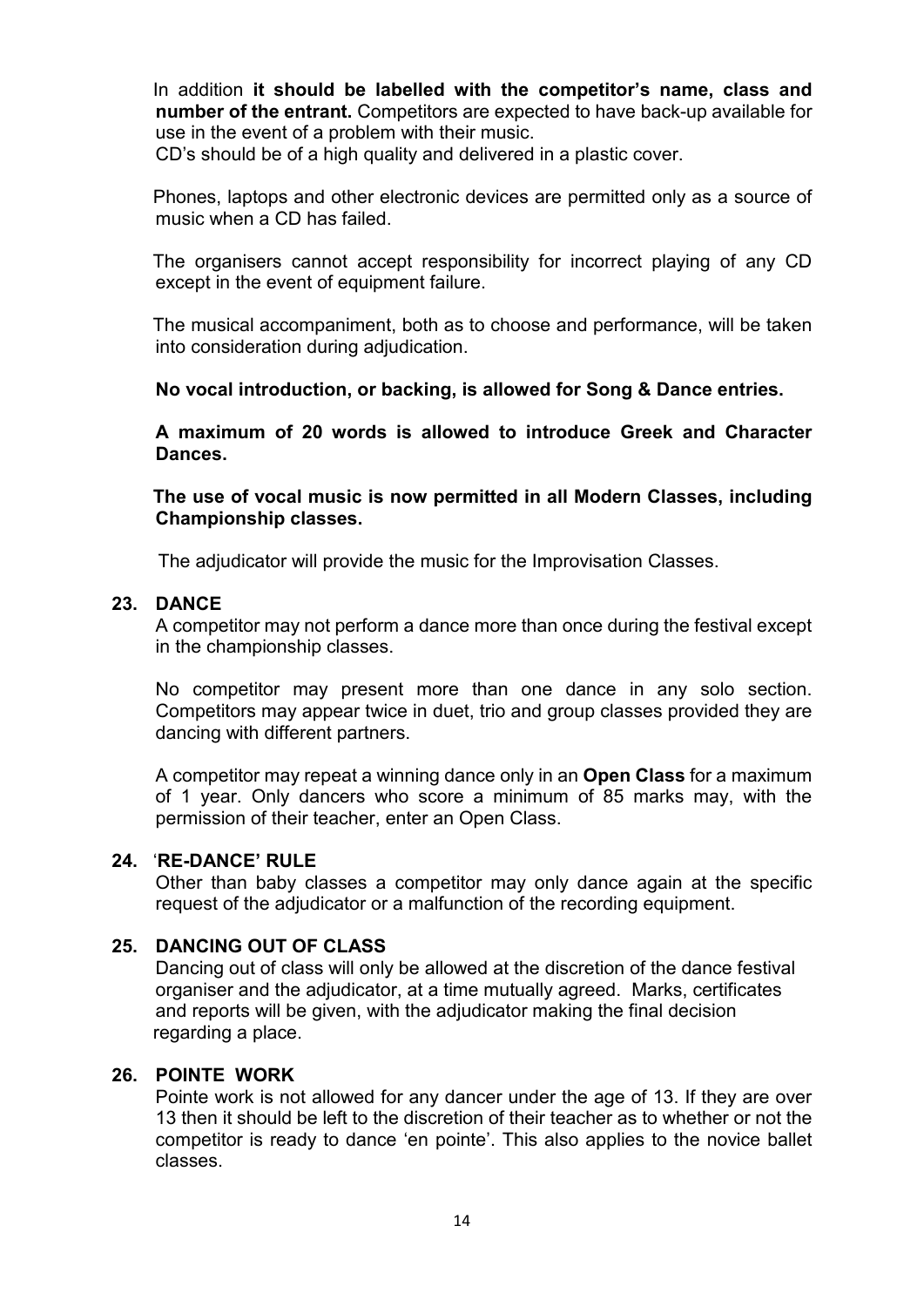In addition **it should be labelled with the competitor's name, class and number of the entrant.** Competitors are expected to have back-up available for use in the event of a problem with their music.
CD's should be of a high quality and delivered in a plastic cover.

Phones, laptops and other electronic devices are permitted only as a source of music when a CD has failed.

The organisers cannot accept responsibility for incorrect playing of any CD except in the event of equipment failure.

The musical accompaniment, both as to choose and performance, will be taken into consideration during adjudication.

**No vocal introduction, or backing, is allowed for Song & Dance entries.**

**A maximum of 20 words is allowed to introduce Greek and Character Dances.**

**The use of vocal music is now permitted in all Modern Classes, including Championship classes.**

The adjudicator will provide the music for the Improvisation Classes.

**23. DANCE**

A competitor may not perform a dance more than once during the festival except in the championship classes.

No competitor may present more than one dance in any solo section. Competitors may appear twice in duet, trio and group classes provided they are dancing with different partners.

A competitor may repeat a winning dance only in an **Open Class** for a maximum of 1 year. Only dancers who score a minimum of 85 marks may, with the permission of their teacher, enter an Open Class.

**24. 'RE-DANCE' RULE**

Other than baby classes a competitor may only dance again at the specific request of the adjudicator or a malfunction of the recording equipment.

**25. DANCING OUT OF CLASS**

Dancing out of class will only be allowed at the discretion of the dance festival organiser and the adjudicator, at a time mutually agreed. Marks, certificates and reports will be given, with the adjudicator making the final decision regarding a place.

**26. POINTE WORK**

Pointe work is not allowed for any dancer under the age of 13. If they are over 13 then it should be left to the discretion of their teacher as to whether or not the competitor is ready to dance 'en pointe'. This also applies to the novice ballet classes.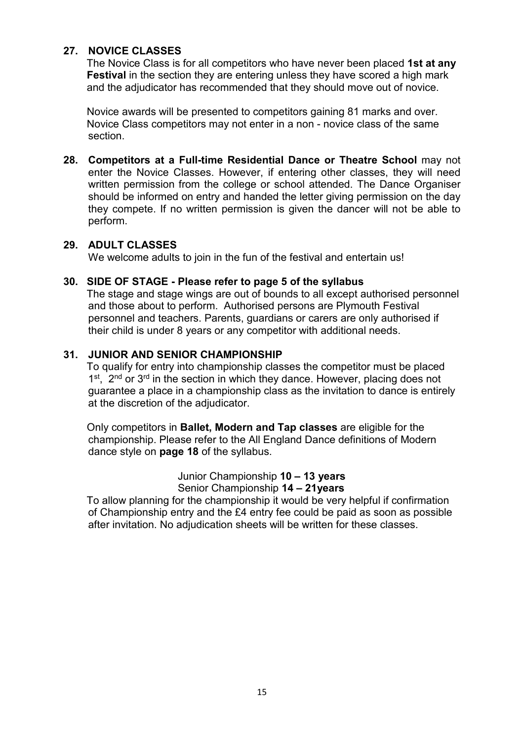**27. NOVICE CLASSES**

The Novice Class is for all competitors who have never been placed **1st at any Festival** in the section they are entering unless they have scored a high mark and the adjudicator has recommended that they should move out of novice.

Novice awards will be presented to competitors gaining 81 marks and over. Novice Class competitors may not enter in a non - novice class of the same section.

**28. Competitors at a Full-time Residential Dance or Theatre School** may not enter the Novice Classes. However, if entering other classes, they will need written permission from the college or school attended. The Dance Organiser should be informed on entry and handed the letter giving permission on the day they compete. If no written permission is given the dancer will not be able to perform.

**29. ADULT CLASSES**

We welcome adults to join in the fun of the festival and entertain us!

**30. SIDE OF STAGE - Please refer to page 5 of the syllabus**

The stage and stage wings are out of bounds to all except authorised personnel and those about to perform. Authorised persons are Plymouth Festival personnel and teachers. Parents, guardians or carers are only authorised if their child is under 8 years or any competitor with additional needs.

**31. JUNIOR AND SENIOR CHAMPIONSHIP**

To qualify for entry into championship classes the competitor must be placed 1st, 2nd or 3rd in the section in which they dance. However, placing does not guarantee a place in a championship class as the invitation to dance is entirely at the discretion of the adjudicator.

Only competitors in **Ballet, Modern and Tap classes** are eligible for the championship. Please refer to the All England Dance definitions of Modern dance style on **page 18** of the syllabus.

Junior Championship **10 – 13 years**
Senior Championship **14 – 21years**

To allow planning for the championship it would be very helpful if confirmation of Championship entry and the £4 entry fee could be paid as soon as possible after invitation. No adjudication sheets will be written for these classes.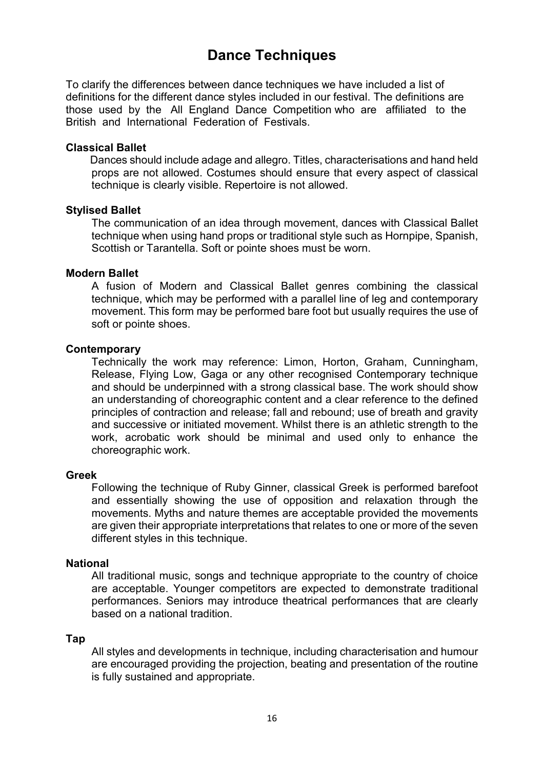# Dance Techniques

To clarify the differences between dance techniques we have included a list of definitions for the different dance styles included in our festival. The definitions are those used by the All England Dance Competition who are affiliated to the British and International Federation of Festivals.

**Classical Ballet**

Dances should include adage and allegro. Titles, characterisations and hand held props are not allowed. Costumes should ensure that every aspect of classical technique is clearly visible. Repertoire is not allowed.

**Stylised Ballet**

The communication of an idea through movement, dances with Classical Ballet technique when using hand props or traditional style such as Hornpipe, Spanish, Scottish or Tarantella. Soft or pointe shoes must be worn.

**Modern Ballet**

A fusion of Modern and Classical Ballet genres combining the classical technique, which may be performed with a parallel line of leg and contemporary movement. This form may be performed bare foot but usually requires the use of soft or pointe shoes.

**Contemporary**

Technically the work may reference: Limon, Horton, Graham, Cunningham, Release, Flying Low, Gaga or any other recognised Contemporary technique and should be underpinned with a strong classical base. The work should show an understanding of choreographic content and a clear reference to the defined principles of contraction and release; fall and rebound; use of breath and gravity and successive or initiated movement. Whilst there is an athletic strength to the work, acrobatic work should be minimal and used only to enhance the choreographic work.

**Greek**

Following the technique of Ruby Ginner, classical Greek is performed barefoot and essentially showing the use of opposition and relaxation through the movements. Myths and nature themes are acceptable provided the movements are given their appropriate interpretations that relates to one or more of the seven different styles in this technique.

**National**

All traditional music, songs and technique appropriate to the country of choice are acceptable. Younger competitors are expected to demonstrate traditional performances. Seniors may introduce theatrical performances that are clearly based on a national tradition.

**Tap**

All styles and developments in technique, including characterisation and humour are encouraged providing the projection, beating and presentation of the routine is fully sustained and appropriate.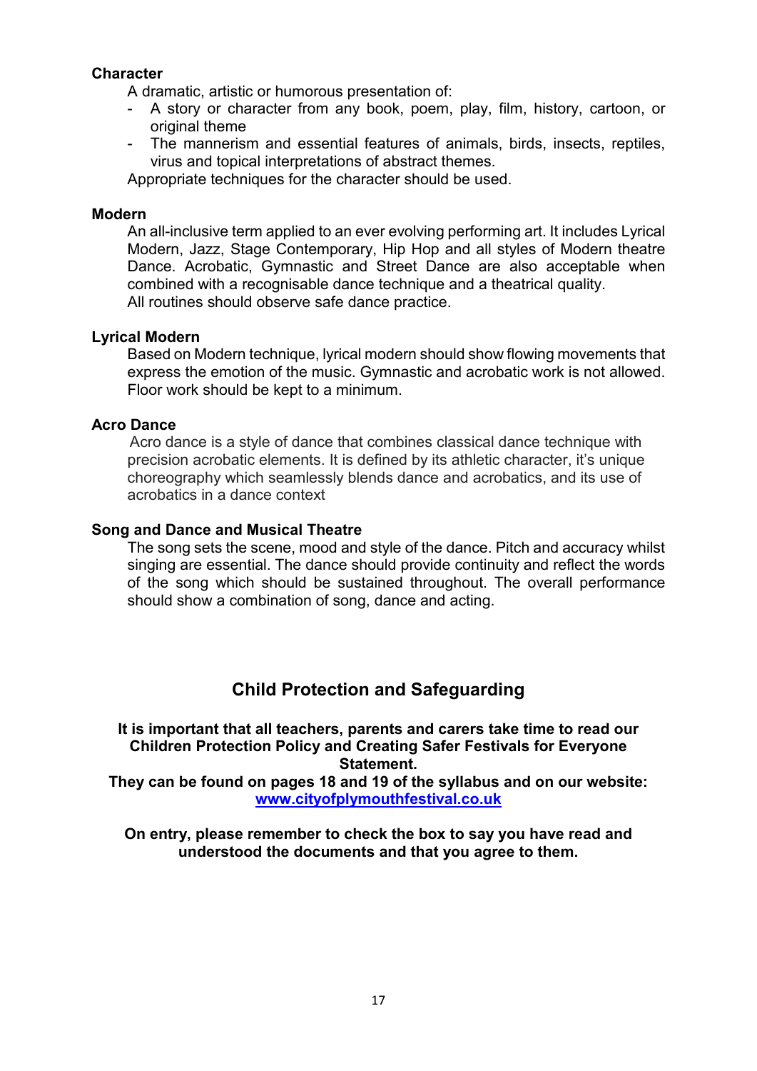**Character**

A dramatic, artistic or humorous presentation of:

- A story or character from any book, poem, play, film, history, cartoon, or original theme
- The mannerism and essential features of animals, birds, insects, reptiles, virus and topical interpretations of abstract themes.

Appropriate techniques for the character should be used.

**Modern**

An all-inclusive term applied to an ever evolving performing art. It includes Lyrical Modern, Jazz, Stage Contemporary, Hip Hop and all styles of Modern theatre Dance. Acrobatic, Gymnastic and Street Dance are also acceptable when combined with a recognisable dance technique and a theatrical quality.
All routines should observe safe dance practice.

**Lyrical Modern**

Based on Modern technique, lyrical modern should show flowing movements that express the emotion of the music. Gymnastic and acrobatic work is not allowed. Floor work should be kept to a minimum.

**Acro Dance**

Acro dance is a style of dance that combines classical dance technique with precision acrobatic elements. It is defined by its athletic character, it's unique choreography which seamlessly blends dance and acrobatics, and its use of acrobatics in a dance context

**Song and Dance and Musical Theatre**

The song sets the scene, mood and style of the dance. Pitch and accuracy whilst singing are essential. The dance should provide continuity and reflect the words of the song which should be sustained throughout. The overall performance should show a combination of song, dance and acting.

## Child Protection and Safeguarding

**It is important that all teachers, parents and carers take time to read our Children Protection Policy and Creating Safer Festivals for Everyone Statement.**
**They can be found on pages 18 and 19 of the syllabus and on our website: [www.cityofplymouthfestival.co.uk](http://www.cityofplymouthfestival.co.uk)**

**On entry, please remember to check the box to say you have read and understood the documents and that you agree to them.**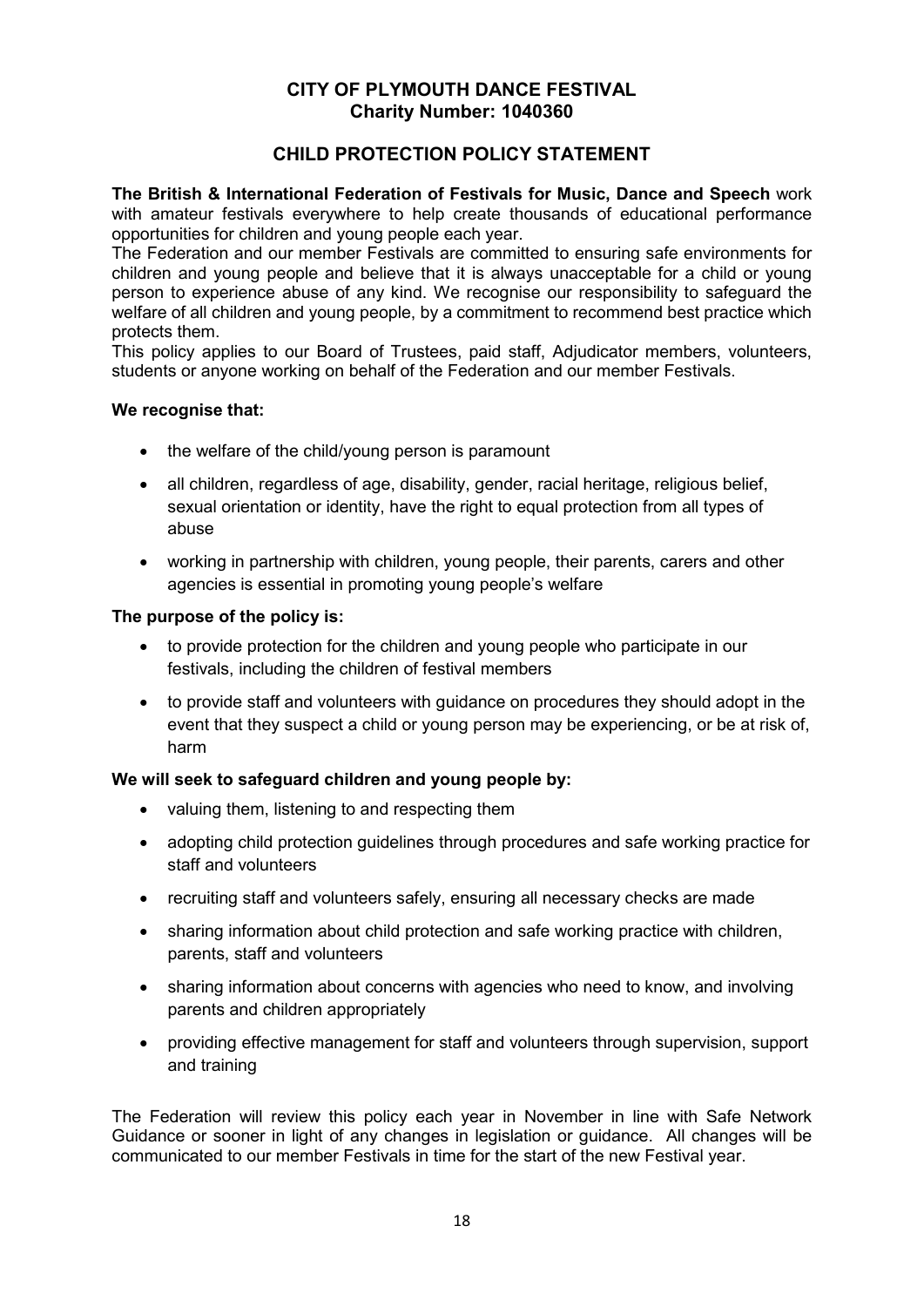**CITY OF PLYMOUTH DANCE FESTIVAL**
**Charity Number: 1040360**

## CHILD PROTECTION POLICY STATEMENT

**The British & International Federation of Festivals for Music, Dance and Speech** work with amateur festivals everywhere to help create thousands of educational performance opportunities for children and young people each year.

The Federation and our member Festivals are committed to ensuring safe environments for children and young people and believe that it is always unacceptable for a child or young person to experience abuse of any kind. We recognise our responsibility to safeguard the welfare of all children and young people, by a commitment to recommend best practice which protects them.

This policy applies to our Board of Trustees, paid staff, Adjudicator members, volunteers, students or anyone working on behalf of the Federation and our member Festivals.

**We recognise that:**

- the welfare of the child/young person is paramount
- all children, regardless of age, disability, gender, racial heritage, religious belief, sexual orientation or identity, have the right to equal protection from all types of abuse
- working in partnership with children, young people, their parents, carers and other agencies is essential in promoting young people's welfare

**The purpose of the policy is:**

- to provide protection for the children and young people who participate in our festivals, including the children of festival members
- to provide staff and volunteers with guidance on procedures they should adopt in the event that they suspect a child or young person may be experiencing, or be at risk of, harm

**We will seek to safeguard children and young people by:**

- valuing them, listening to and respecting them
- adopting child protection guidelines through procedures and safe working practice for staff and volunteers
- recruiting staff and volunteers safely, ensuring all necessary checks are made
- sharing information about child protection and safe working practice with children, parents, staff and volunteers
- sharing information about concerns with agencies who need to know, and involving parents and children appropriately
- providing effective management for staff and volunteers through supervision, support and training

The Federation will review this policy each year in November in line with Safe Network Guidance or sooner in light of any changes in legislation or guidance. All changes will be communicated to our member Festivals in time for the start of the new Festival year.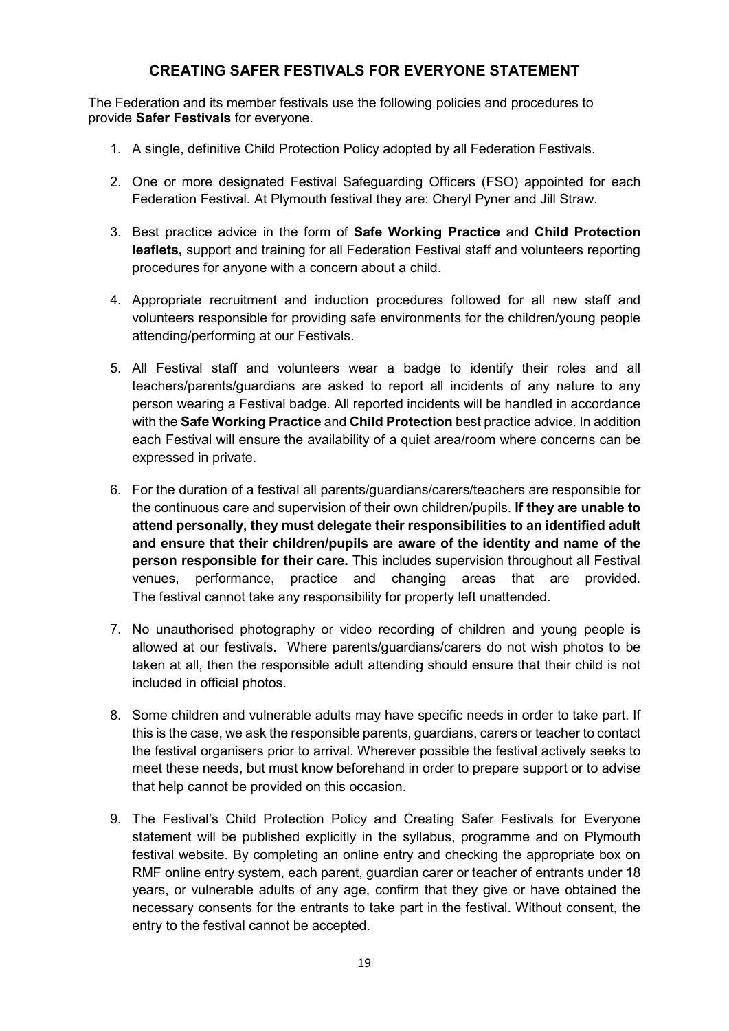## CREATING SAFER FESTIVALS FOR EVERYONE STATEMENT

The Federation and its member festivals use the following policies and procedures to provide **Safer Festivals** for everyone.

1. A single, definitive Child Protection Policy adopted by all Federation Festivals.

2. One or more designated Festival Safeguarding Officers (FSO) appointed for each Federation Festival. At Plymouth festival they are: Cheryl Pyner and Jill Straw.

3. Best practice advice in the form of **Safe Working Practice** and **Child Protection leaflets,** support and training for all Federation Festival staff and volunteers reporting procedures for anyone with a concern about a child.

4. Appropriate recruitment and induction procedures followed for all new staff and volunteers responsible for providing safe environments for the children/young people attending/performing at our Festivals.

5. All Festival staff and volunteers wear a badge to identify their roles and all teachers/parents/guardians are asked to report all incidents of any nature to any person wearing a Festival badge. All reported incidents will be handled in accordance with the **Safe Working Practice** and **Child Protection** best practice advice. In addition each Festival will ensure the availability of a quiet area/room where concerns can be expressed in private.

6. For the duration of a festival all parents/guardians/carers/teachers are responsible for the continuous care and supervision of their own children/pupils. **If they are unable to attend personally, they must delegate their responsibilities to an identified adult and ensure that their children/pupils are aware of the identity and name of the person responsible for their care.** This includes supervision throughout all Festival venues, performance, practice and changing areas that are provided. The festival cannot take any responsibility for property left unattended.

7. No unauthorised photography or video recording of children and young people is allowed at our festivals. Where parents/guardians/carers do not wish photos to be taken at all, then the responsible adult attending should ensure that their child is not included in official photos.

8. Some children and vulnerable adults may have specific needs in order to take part. If this is the case, we ask the responsible parents, guardians, carers or teacher to contact the festival organisers prior to arrival. Wherever possible the festival actively seeks to meet these needs, but must know beforehand in order to prepare support or to advise that help cannot be provided on this occasion.

9. The Festival's Child Protection Policy and Creating Safer Festivals for Everyone statement will be published explicitly in the syllabus, programme and on Plymouth festival website. By completing an online entry and checking the appropriate box on RMF online entry system, each parent, guardian carer or teacher of entrants under 18 years, or vulnerable adults of any age, confirm that they give or have obtained the necessary consents for the entrants to take part in the festival. Without consent, the entry to the festival cannot be accepted.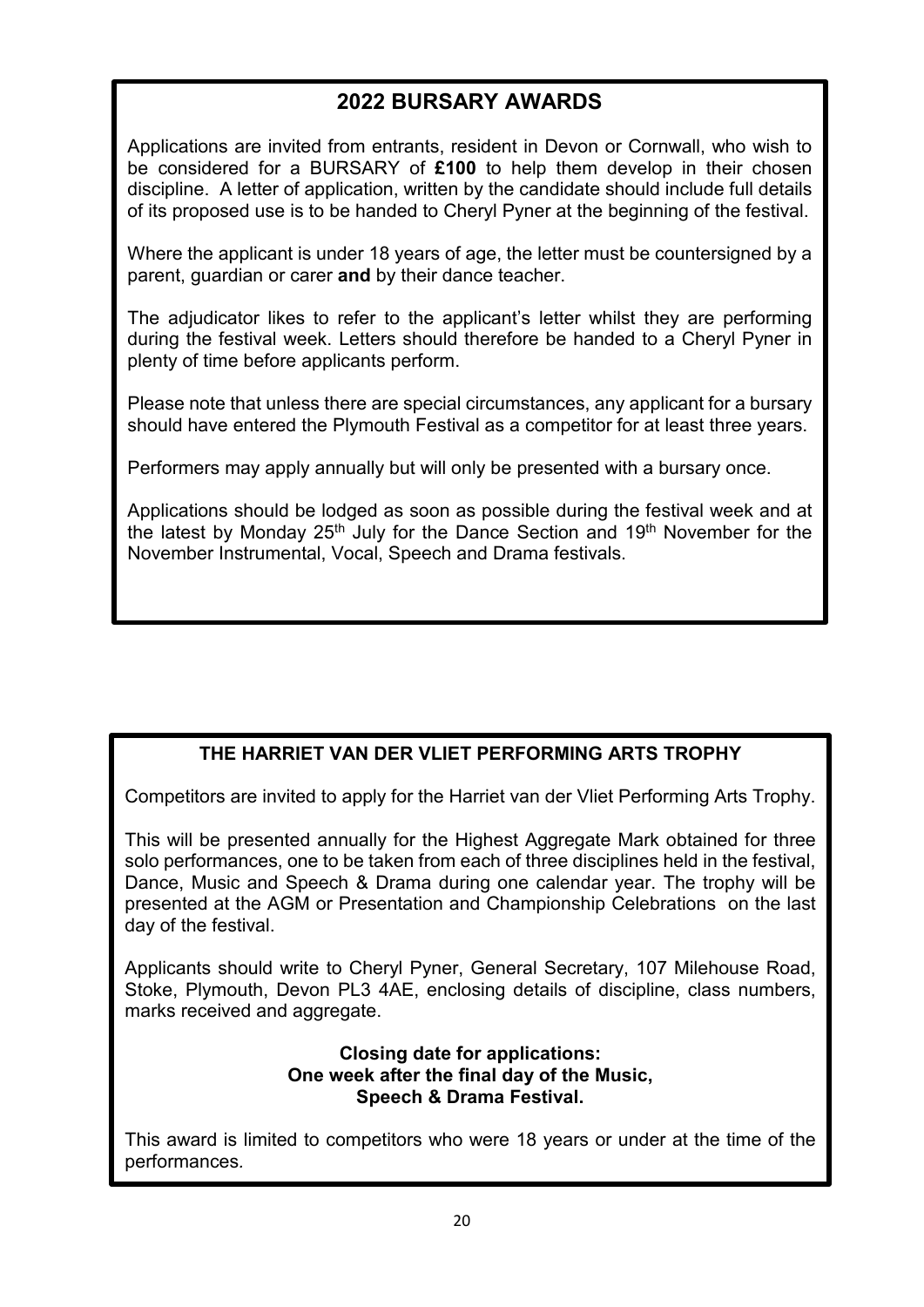## 2022 BURSARY AWARDS

Applications are invited from entrants, resident in Devon or Cornwall, who wish to be considered for a BURSARY of **£100** to help them develop in their chosen discipline. A letter of application, written by the candidate should include full details of its proposed use is to be handed to Cheryl Pyner at the beginning of the festival.

Where the applicant is under 18 years of age, the letter must be countersigned by a parent, guardian or carer **and** by their dance teacher.

The adjudicator likes to refer to the applicant's letter whilst they are performing during the festival week. Letters should therefore be handed to a Cheryl Pyner in plenty of time before applicants perform.

Please note that unless there are special circumstances, any applicant for a bursary should have entered the Plymouth Festival as a competitor for at least three years.

Performers may apply annually but will only be presented with a bursary once.

Applications should be lodged as soon as possible during the festival week and at the latest by Monday 25th July for the Dance Section and 19th November for the November Instrumental, Vocal, Speech and Drama festivals.

### THE HARRIET VAN DER VLIET PERFORMING ARTS TROPHY

Competitors are invited to apply for the Harriet van der Vliet Performing Arts Trophy.

This will be presented annually for the Highest Aggregate Mark obtained for three solo performances, one to be taken from each of three disciplines held in the festival, Dance, Music and Speech & Drama during one calendar year. The trophy will be presented at the AGM or Presentation and Championship Celebrations on the last day of the festival.

Applicants should write to Cheryl Pyner, General Secretary, 107 Milehouse Road, Stoke, Plymouth, Devon PL3 4AE, enclosing details of discipline, class numbers, marks received and aggregate.

**Closing date for applications:**
**One week after the final day of the Music, Speech & Drama Festival.**

This award is limited to competitors who were 18 years or under at the time of the performances.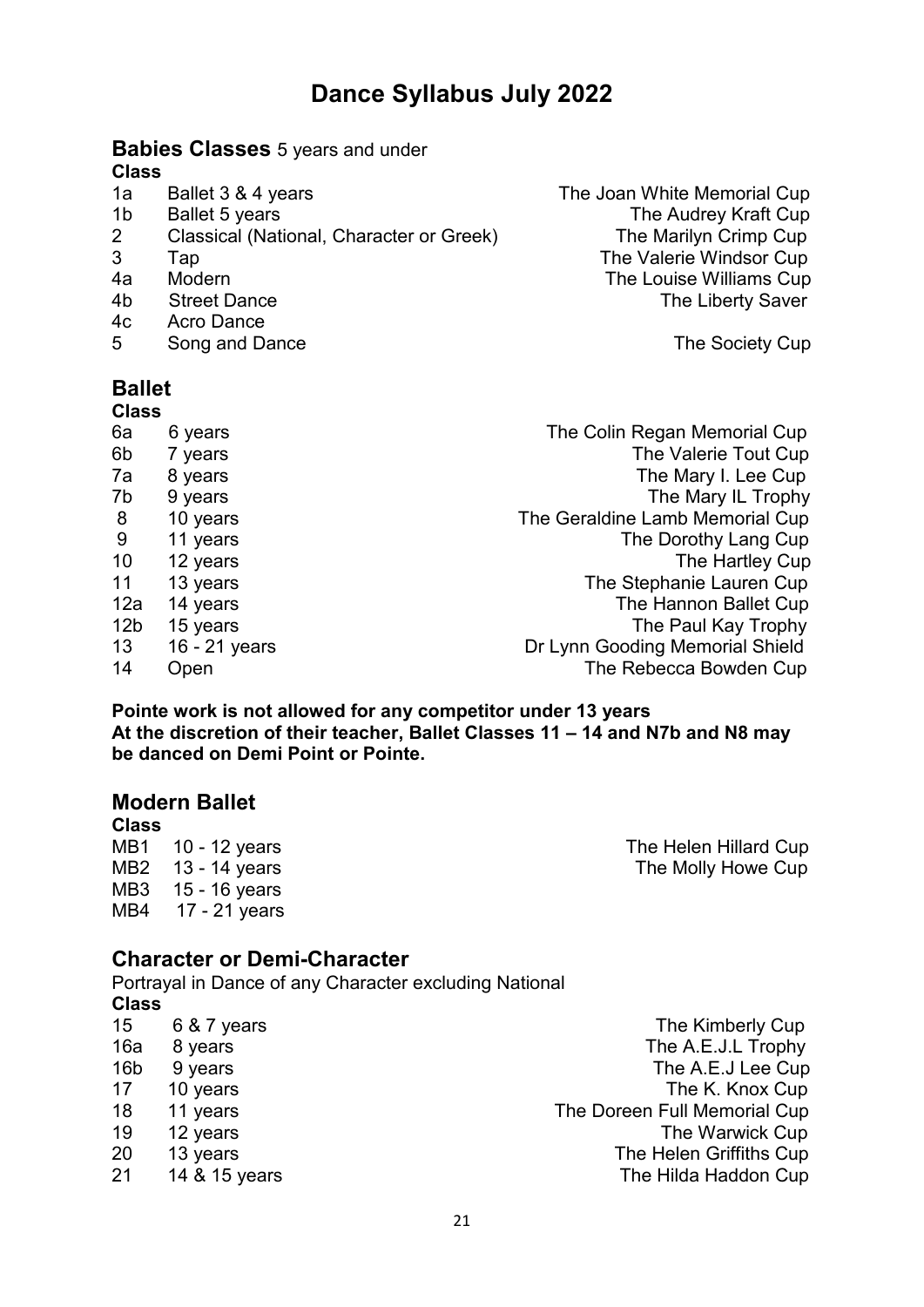# Dance Syllabus July 2022

## Babies Classes 5 years and under

| Class | | |
|---|---|---|
| 1a | Ballet 3 & 4 years | The Joan White Memorial Cup |
| 1b | Ballet 5 years | The Audrey Kraft Cup |
| 2 | Classical (National, Character or Greek) | The Marilyn Crimp Cup |
| 3 | Tap | The Valerie Windsor Cup |
| 4a | Modern | The Louise Williams Cup |
| 4b | Street Dance | The Liberty Saver |
| 4c | Acro Dance | |
| 5 | Song and Dance | The Society Cup |

## Ballet

| Class | | |
|---|---|---|
| 6a | 6 years | The Colin Regan Memorial Cup |
| 6b | 7 years | The Valerie Tout Cup |
| 7a | 8 years | The Mary I. Lee Cup |
| 7b | 9 years | The Mary IL Trophy |
| 8 | 10 years | The Geraldine Lamb Memorial Cup |
| 9 | 11 years | The Dorothy Lang Cup |
| 10 | 12 years | The Hartley Cup |
| 11 | 13 years | The Stephanie Lauren Cup |
| 12a | 14 years | The Hannon Ballet Cup |
| 12b | 15 years | The Paul Kay Trophy |
| 13 | 16 - 21 years | Dr Lynn Gooding Memorial Shield |
| 14 | Open | The Rebecca Bowden Cup |

**Pointe work is not allowed for any competitor under 13 years**
**At the discretion of their teacher, Ballet Classes 11 – 14 and N7b and N8 may be danced on Demi Point or Pointe.**

## Modern Ballet

| Class | | |
|---|---|---|
| MB1 | 10 - 12 years | The Helen Hillard Cup |
| MB2 | 13 - 14 years | The Molly Howe Cup |
| MB3 | 15 - 16 years | |
| MB4 | 17 - 21 years | |

## Character or Demi-Character

Portrayal in Dance of any Character excluding National

| Class | | |
|---|---|---|
| 15 | 6 & 7 years | The Kimberly Cup |
| 16a | 8 years | The A.E.J.L Trophy |
| 16b | 9 years | The A.E.J Lee Cup |
| 17 | 10 years | The K. Knox Cup |
| 18 | 11 years | The Doreen Full Memorial Cup |
| 19 | 12 years | The Warwick Cup |
| 20 | 13 years | The Helen Griffiths Cup |
| 21 | 14 & 15 years | The Hilda Haddon Cup |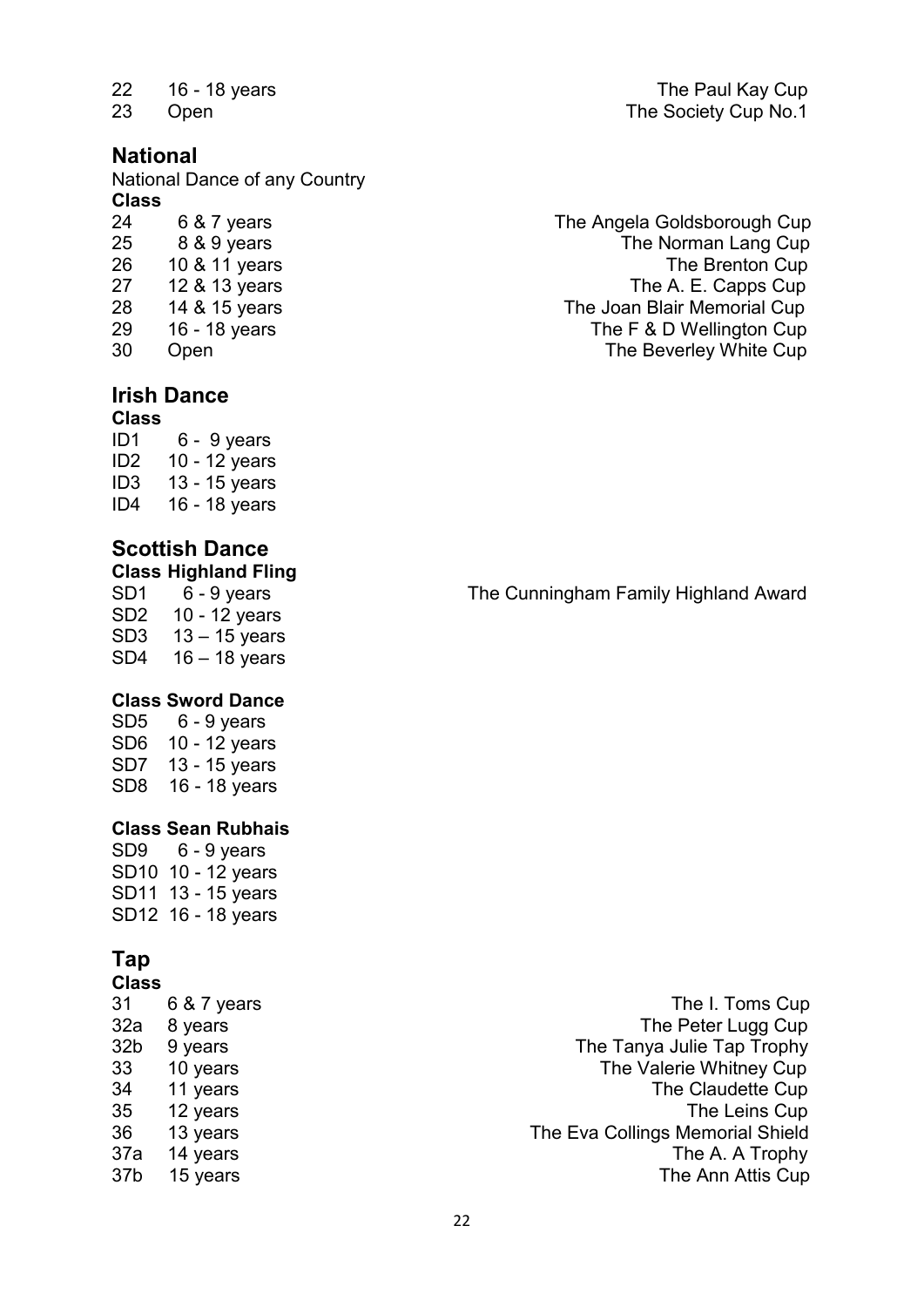| | | |
|---|---|---|
| 22 | 16 - 18 years | The Paul Kay Cup |
| 23 | Open | The Society Cup No.1 |

## National

National Dance of any Country

| Class | | |
|---|---|---|
| 24 | 6 & 7 years | The Angela Goldsborough Cup |
| 25 | 8 & 9 years | The Norman Lang Cup |
| 26 | 10 & 11 years | The Brenton Cup |
| 27 | 12 & 13 years | The A. E. Capps Cup |
| 28 | 14 & 15 years | The Joan Blair Memorial Cup |
| 29 | 16 - 18 years | The F & D Wellington Cup |
| 30 | Open | The Beverley White Cup |

## Irish Dance

| Class | |
|---|---|
| ID1 | 6 - 9 years |
| ID2 | 10 - 12 years |
| ID3 | 13 - 15 years |
| ID4 | 16 - 18 years |

## Scottish Dance

**Class Highland Fling**

| | | |
|---|---|---|
| SD1 | 6 - 9 years | The Cunningham Family Highland Award |
| SD2 | 10 - 12 years | |
| SD3 | 13 – 15 years | |
| SD4 | 16 – 18 years | |

**Class Sword Dance**

| | |
|---|---|
| SD5 | 6 - 9 years |
| SD6 | 10 - 12 years |
| SD7 | 13 - 15 years |
| SD8 | 16 - 18 years |

**Class Sean Rubhais**

| | |
|---|---|
| SD9 | 6 - 9 years |
| SD10 | 10 - 12 years |
| SD11 | 13 - 15 years |
| SD12 | 16 - 18 years |

## Tap

| Class | | |
|---|---|---|
| 31 | 6 & 7 years | The I. Toms Cup |
| 32a | 8 years | The Peter Lugg Cup |
| 32b | 9 years | The Tanya Julie Tap Trophy |
| 33 | 10 years | The Valerie Whitney Cup |
| 34 | 11 years | The Claudette Cup |
| 35 | 12 years | The Leins Cup |
| 36 | 13 years | The Eva Collings Memorial Shield |
| 37a | 14 years | The A. A Trophy |
| 37b | 15 years | The Ann Attis Cup |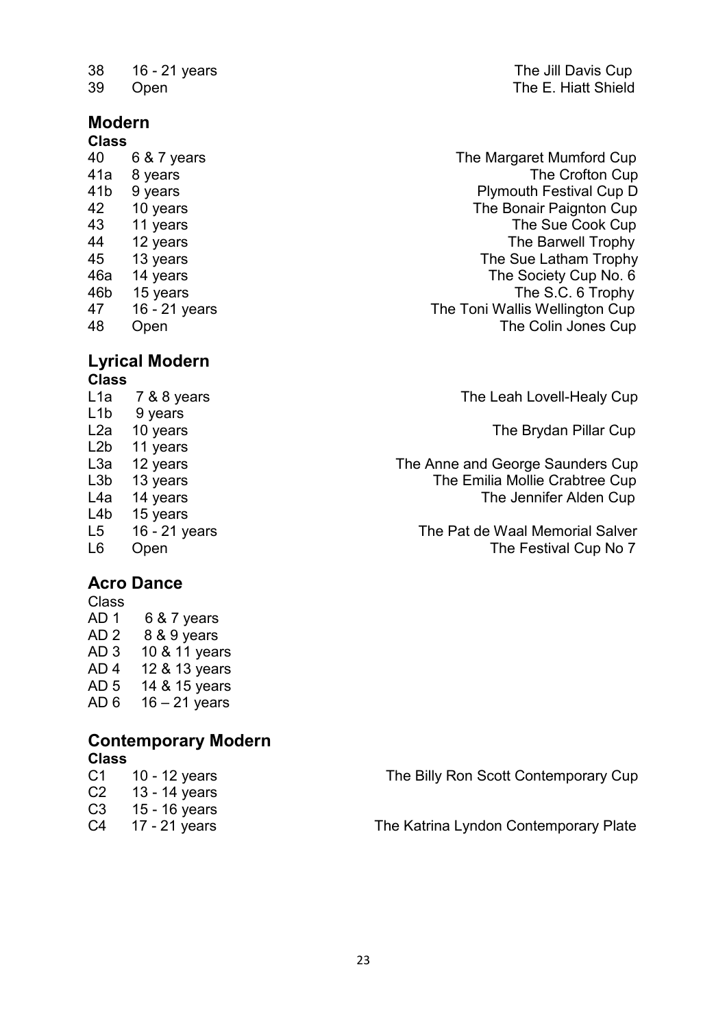| Class | Age | Trophy |
|---|---|---|
| 38 | 16 - 21 years | The Jill Davis Cup |
| 39 | Open | The E. Hiatt Shield |

## Modern

| Class | Age | Trophy |
|---|---|---|
| 40 | 6 & 7 years | The Margaret Mumford Cup |
| 41a | 8 years | The Crofton Cup |
| 41b | 9 years | Plymouth Festival Cup D |
| 42 | 10 years | The Bonair Paignton Cup |
| 43 | 11 years | The Sue Cook Cup |
| 44 | 12 years | The Barwell Trophy |
| 45 | 13 years | The Sue Latham Trophy |
| 46a | 14 years | The Society Cup No. 6 |
| 46b | 15 years | The S.C. 6 Trophy |
| 47 | 16 - 21 years | The Toni Wallis Wellington Cup |
| 48 | Open | The Colin Jones Cup |

## Lyrical Modern

| Class | Age | Trophy |
|---|---|---|
| L1a | 7 & 8 years | The Leah Lovell-Healy Cup |
| L1b | 9 years | |
| L2a | 10 years | The Brydan Pillar Cup |
| L2b | 11 years | |
| L3a | 12 years | The Anne and George Saunders Cup |
| L3b | 13 years | The Emilia Mollie Crabtree Cup |
| L4a | 14 years | The Jennifer Alden Cup |
| L4b | 15 years | |
| L5 | 16 - 21 years | The Pat de Waal Memorial Salver |
| L6 | Open | The Festival Cup No 7 |

## Acro Dance

| Class | Age |
|---|---|
| AD 1 | 6 & 7 years |
| AD 2 | 8 & 9 years |
| AD 3 | 10 & 11 years |
| AD 4 | 12 & 13 years |
| AD 5 | 14 & 15 years |
| AD 6 | 16 – 21 years |

## Contemporary Modern

| Class | Age | Trophy |
|---|---|---|
| C1 | 10 - 12 years | The Billy Ron Scott Contemporary Cup |
| C2 | 13 - 14 years | |
| C3 | 15 - 16 years | |
| C4 | 17 - 21 years | The Katrina Lyndon Contemporary Plate |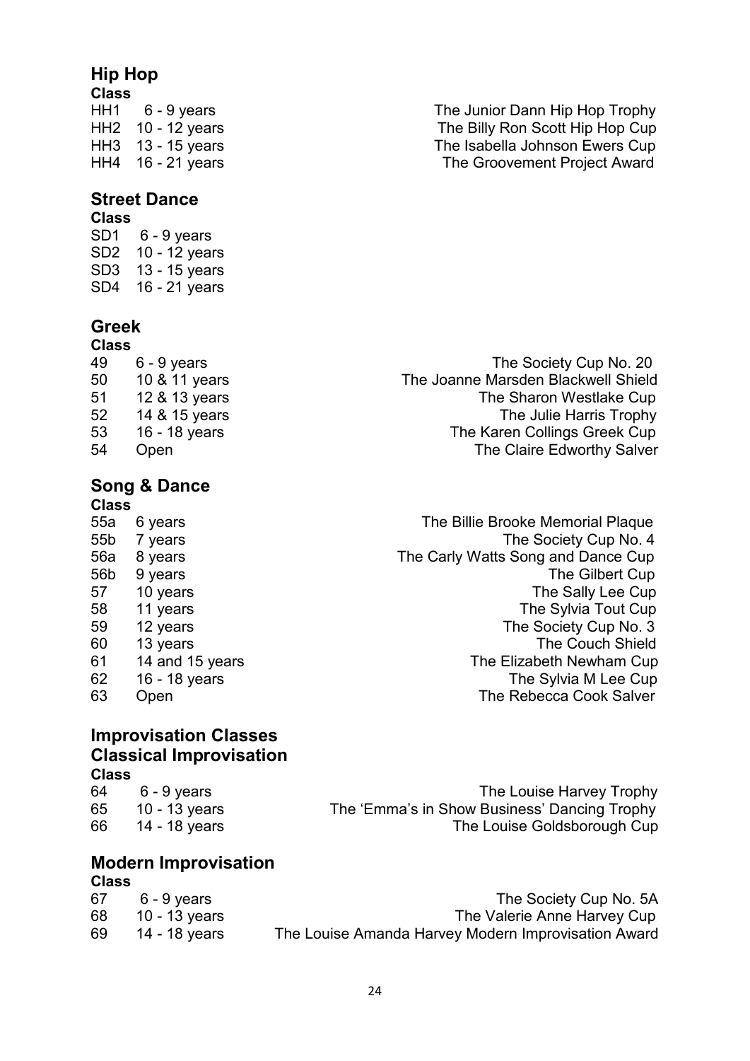## Hip Hop

| Class | | |
|---|---|---|
| HH1 | 6 - 9 years | The Junior Dann Hip Hop Trophy |
| HH2 | 10 - 12 years | The Billy Ron Scott Hip Hop Cup |
| HH3 | 13 - 15 years | The Isabella Johnson Ewers Cup |
| HH4 | 16 - 21 years | The Groovement Project Award |

## Street Dance

| Class | |
|---|---|
| SD1 | 6 - 9 years |
| SD2 | 10 - 12 years |
| SD3 | 13 - 15 years |
| SD4 | 16 - 21 years |

## Greek

| Class | | |
|---|---|---|
| 49 | 6 - 9 years | The Society Cup No. 20 |
| 50 | 10 & 11 years | The Joanne Marsden Blackwell Shield |
| 51 | 12 & 13 years | The Sharon Westlake Cup |
| 52 | 14 & 15 years | The Julie Harris Trophy |
| 53 | 16 - 18 years | The Karen Collings Greek Cup |
| 54 | Open | The Claire Edworthy Salver |

## Song & Dance

| Class | | |
|---|---|---|
| 55a | 6 years | The Billie Brooke Memorial Plaque |
| 55b | 7 years | The Society Cup No. 4 |
| 56a | 8 years | The Carly Watts Song and Dance Cup |
| 56b | 9 years | The Gilbert Cup |
| 57 | 10 years | The Sally Lee Cup |
| 58 | 11 years | The Sylvia Tout Cup |
| 59 | 12 years | The Society Cup No. 3 |
| 60 | 13 years | The Couch Shield |
| 61 | 14 and 15 years | The Elizabeth Newham Cup |
| 62 | 16 - 18 years | The Sylvia M Lee Cup |
| 63 | Open | The Rebecca Cook Salver |

## Improvisation Classes

## Classical Improvisation

| Class | | |
|---|---|---|
| 64 | 6 - 9 years | The Louise Harvey Trophy |
| 65 | 10 - 13 years | The 'Emma's in Show Business' Dancing Trophy |
| 66 | 14 - 18 years | The Louise Goldsborough Cup |

## Modern Improvisation

| Class | | |
|---|---|---|
| 67 | 6 - 9 years | The Society Cup No. 5A |
| 68 | 10 - 13 years | The Valerie Anne Harvey Cup |
| 69 | 14 - 18 years | The Louise Amanda Harvey Modern Improvisation Award |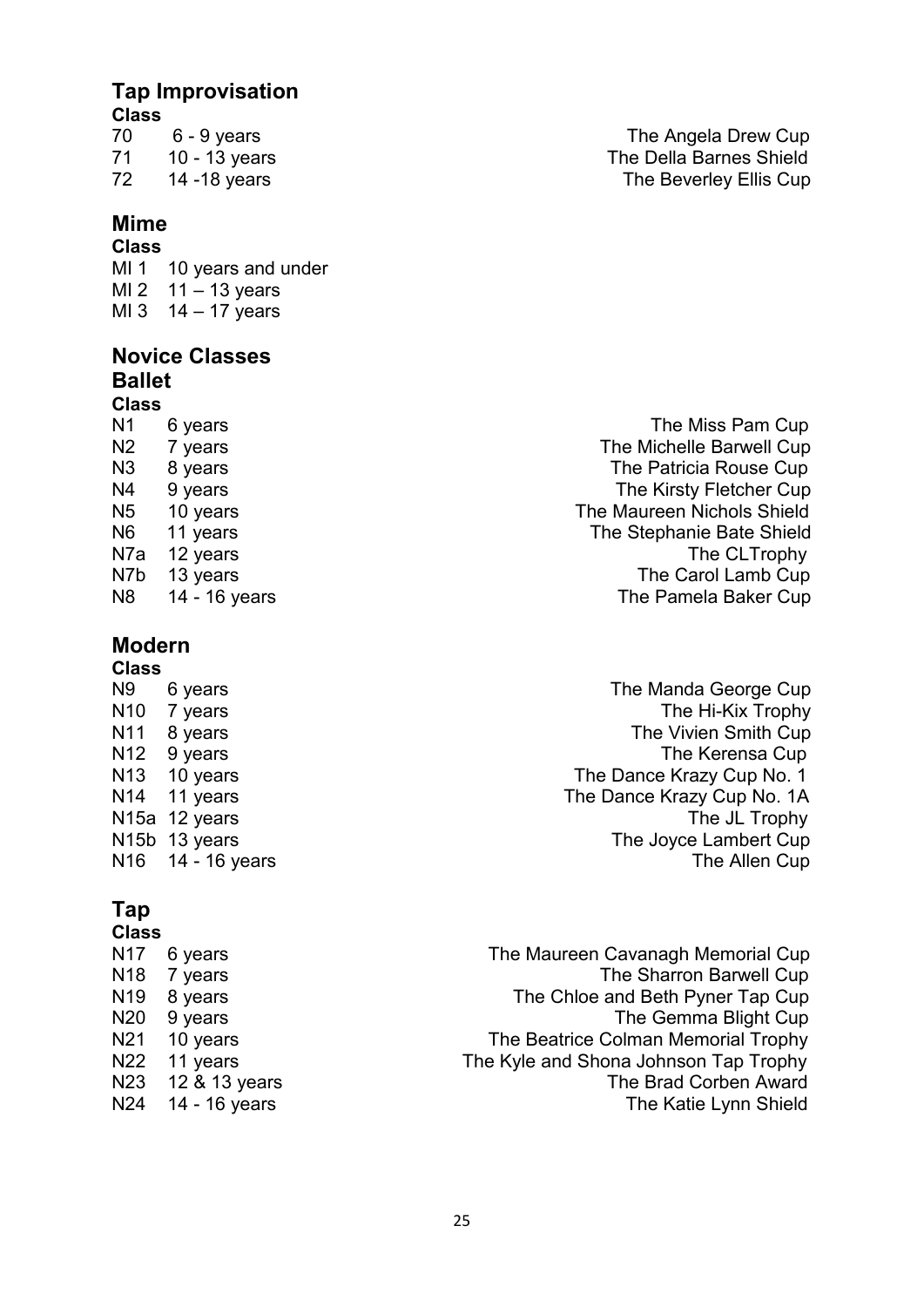## Tap Improvisation

| Class | | |
|---|---|---|
| 70 | 6 - 9 years | The Angela Drew Cup |
| 71 | 10 - 13 years | The Della Barnes Shield |
| 72 | 14 -18 years | The Beverley Ellis Cup |

## Mime

| Class | |
|---|---|
| MI 1 | 10 years and under |
| MI 2 | 11 – 13 years |
| MI 3 | 14 – 17 years |

## Novice Classes

### Ballet

| Class | | |
|---|---|---|
| N1 | 6 years | The Miss Pam Cup |
| N2 | 7 years | The Michelle Barwell Cup |
| N3 | 8 years | The Patricia Rouse Cup |
| N4 | 9 years | The Kirsty Fletcher Cup |
| N5 | 10 years | The Maureen Nichols Shield |
| N6 | 11 years | The Stephanie Bate Shield |
| N7a | 12 years | The CLTrophy |
| N7b | 13 years | The Carol Lamb Cup |
| N8 | 14 - 16 years | The Pamela Baker Cup |

## Modern

| Class | | |
|---|---|---|
| N9 | 6 years | The Manda George Cup |
| N10 | 7 years | The Hi-Kix Trophy |
| N11 | 8 years | The Vivien Smith Cup |
| N12 | 9 years | The Kerensa Cup |
| N13 | 10 years | The Dance Krazy Cup No. 1 |
| N14 | 11 years | The Dance Krazy Cup No. 1A |
| N15a | 12 years | The JL Trophy |
| N15b | 13 years | The Joyce Lambert Cup |
| N16 | 14 - 16 years | The Allen Cup |

## Tap

| Class | | |
|---|---|---|
| N17 | 6 years | The Maureen Cavanagh Memorial Cup |
| N18 | 7 years | The Sharron Barwell Cup |
| N19 | 8 years | The Chloe and Beth Pyner Tap Cup |
| N20 | 9 years | The Gemma Blight Cup |
| N21 | 10 years | The Beatrice Colman Memorial Trophy |
| N22 | 11 years | The Kyle and Shona Johnson Tap Trophy |
| N23 | 12 & 13 years | The Brad Corben Award |
| N24 | 14 - 16 years | The Katie Lynn Shield |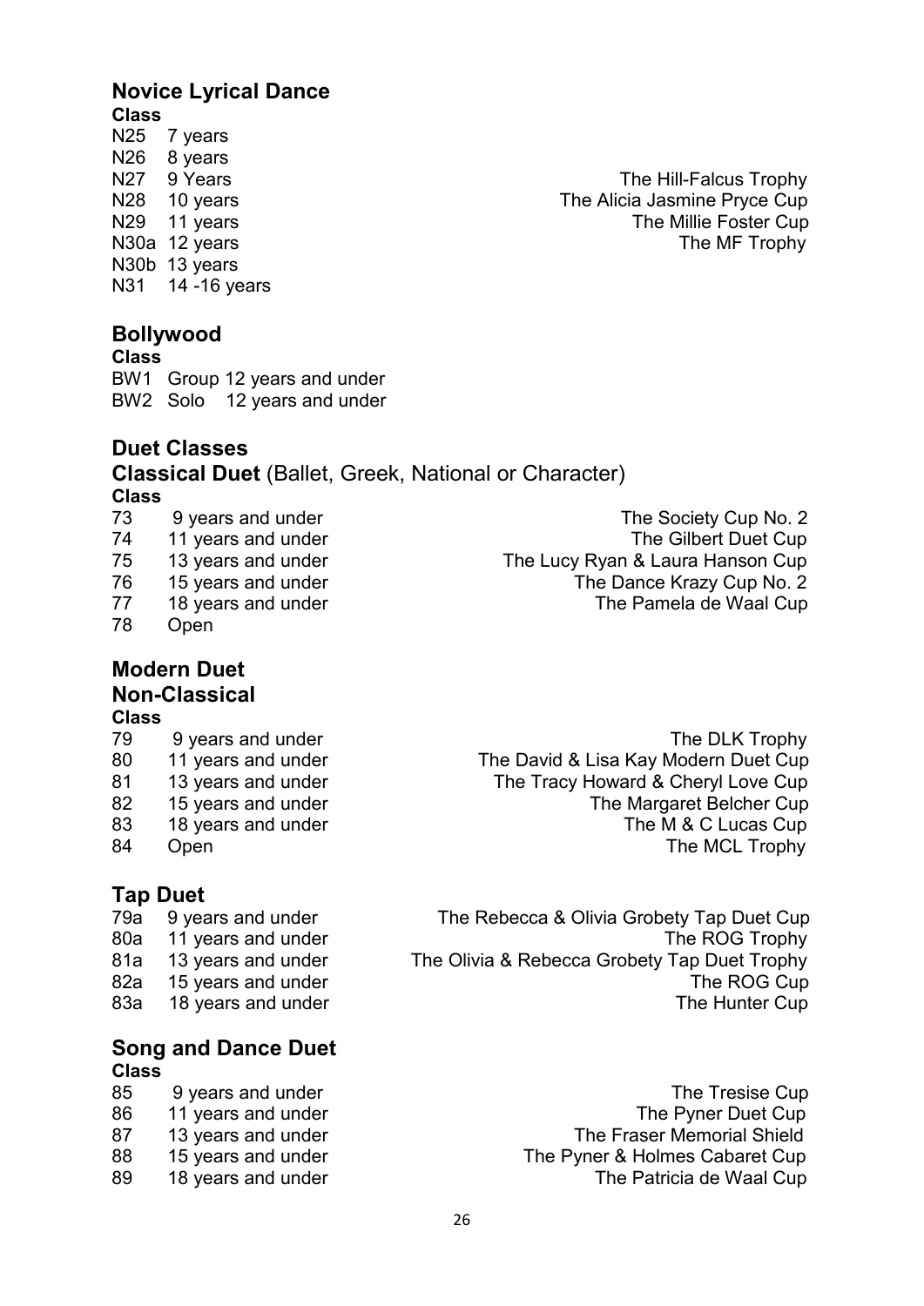## Novice Lyrical Dance

| Class | | |
|---|---|---|
| N25 | 7 years | |
| N26 | 8 years | |
| N27 | 9 Years | The Hill-Falcus Trophy |
| N28 | 10 years | The Alicia Jasmine Pryce Cup |
| N29 | 11 years | The Millie Foster Cup |
| N30a | 12 years | The MF Trophy |
| N30b | 13 years | |
| N31 | 14 -16 years | |

## Bollywood

| Class | |
|---|---|
| BW1 | Group 12 years and under |
| BW2 | Solo 12 years and under |

## Duet Classes

### Classical Duet (Ballet, Greek, National or Character)

| Class | | |
|---|---|---|
| 73 | 9 years and under | The Society Cup No. 2 |
| 74 | 11 years and under | The Gilbert Duet Cup |
| 75 | 13 years and under | The Lucy Ryan & Laura Hanson Cup |
| 76 | 15 years and under | The Dance Krazy Cup No. 2 |
| 77 | 18 years and under | The Pamela de Waal Cup |
| 78 | Open | |

### Modern Duet
### Non-Classical

| Class | | |
|---|---|---|
| 79 | 9 years and under | The DLK Trophy |
| 80 | 11 years and under | The David & Lisa Kay Modern Duet Cup |
| 81 | 13 years and under | The Tracy Howard & Cheryl Love Cup |
| 82 | 15 years and under | The Margaret Belcher Cup |
| 83 | 18 years and under | The M & C Lucas Cup |
| 84 | Open | The MCL Trophy |

### Tap Duet

| | | |
|---|---|---|
| 79a | 9 years and under | The Rebecca & Olivia Grobety Tap Duet Cup |
| 80a | 11 years and under | The ROG Trophy |
| 81a | 13 years and under | The Olivia & Rebecca Grobety Tap Duet Trophy |
| 82a | 15 years and under | The ROG Cup |
| 83a | 18 years and under | The Hunter Cup |

### Song and Dance Duet

| Class | | |
|---|---|---|
| 85 | 9 years and under | The Tresise Cup |
| 86 | 11 years and under | The Pyner Duet Cup |
| 87 | 13 years and under | The Fraser Memorial Shield |
| 88 | 15 years and under | The Pyner & Holmes Cabaret Cup |
| 89 | 18 years and under | The Patricia de Waal Cup |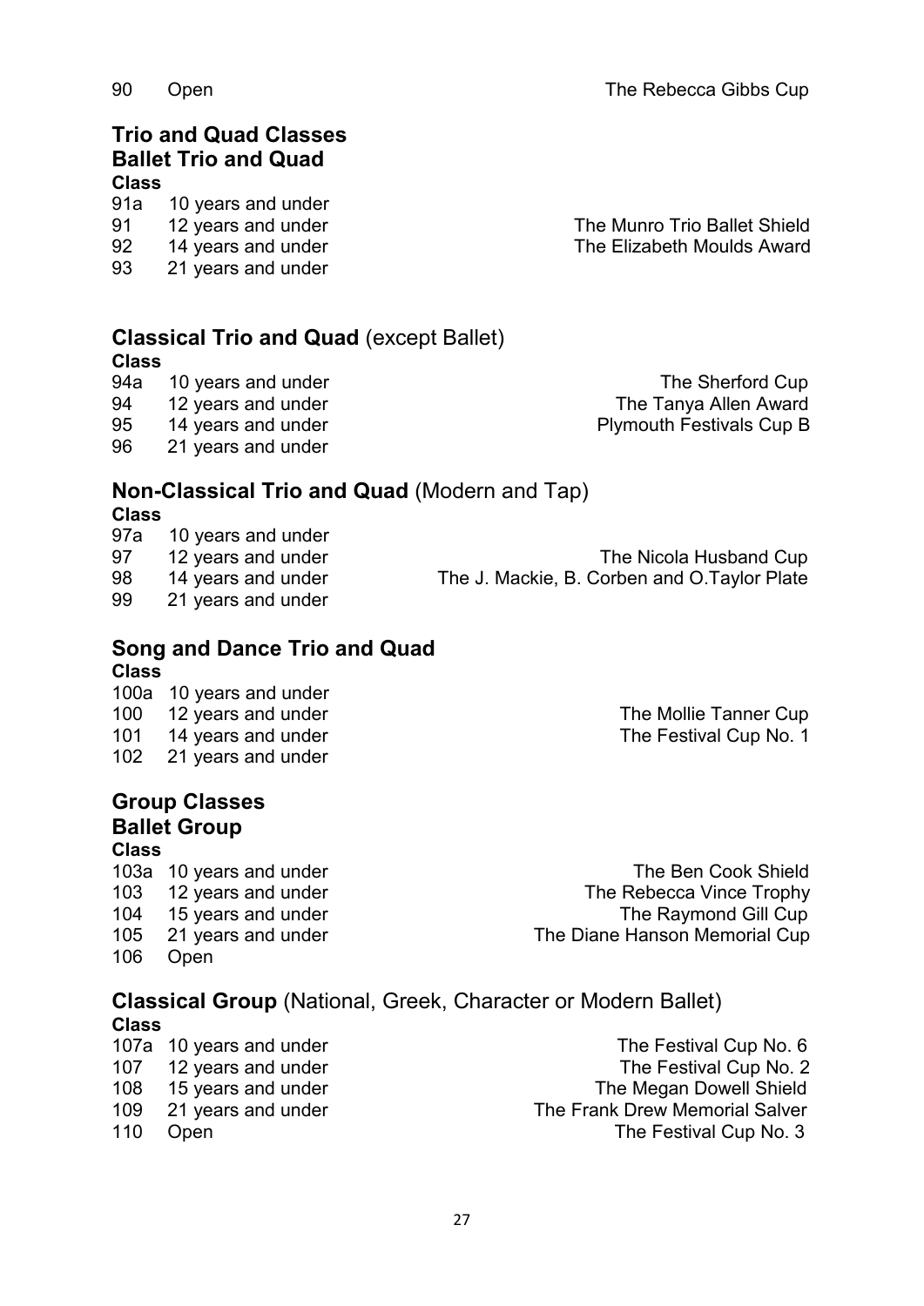| | | |
|---|---|---|
| 90 | Open | The Rebecca Gibbs Cup |

## Trio and Quad Classes

### Ballet Trio and Quad

| Class | | |
|---|---|---|
| 91a | 10 years and under | |
| 91 | 12 years and under | The Munro Trio Ballet Shield |
| 92 | 14 years and under | The Elizabeth Moulds Award |
| 93 | 21 years and under | |

### **Classical Trio and Quad** (except Ballet)

| Class | | |
|---|---|---|
| 94a | 10 years and under | The Sherford Cup |
| 94 | 12 years and under | The Tanya Allen Award |
| 95 | 14 years and under | Plymouth Festivals Cup B |
| 96 | 21 years and under | |

### **Non-Classical Trio and Quad** (Modern and Tap)

| Class | | |
|---|---|---|
| 97a | 10 years and under | |
| 97 | 12 years and under | The Nicola Husband Cup |
| 98 | 14 years and under | The J. Mackie, B. Corben and O.Taylor Plate |
| 99 | 21 years and under | |

### Song and Dance Trio and Quad

| Class | | |
|---|---|---|
| 100a | 10 years and under | |
| 100 | 12 years and under | The Mollie Tanner Cup |
| 101 | 14 years and under | The Festival Cup No. 1 |
| 102 | 21 years and under | |

## Group Classes

### Ballet Group

| Class | | |
|---|---|---|
| 103a | 10 years and under | The Ben Cook Shield |
| 103 | 12 years and under | The Rebecca Vince Trophy |
| 104 | 15 years and under | The Raymond Gill Cup |
| 105 | 21 years and under | The Diane Hanson Memorial Cup |
| 106 | Open | |

### **Classical Group** (National, Greek, Character or Modern Ballet)

| Class | | |
|---|---|---|
| 107a | 10 years and under | The Festival Cup No. 6 |
| 107 | 12 years and under | The Festival Cup No. 2 |
| 108 | 15 years and under | The Megan Dowell Shield |
| 109 | 21 years and under | The Frank Drew Memorial Salver |
| 110 | Open | The Festival Cup No. 3 |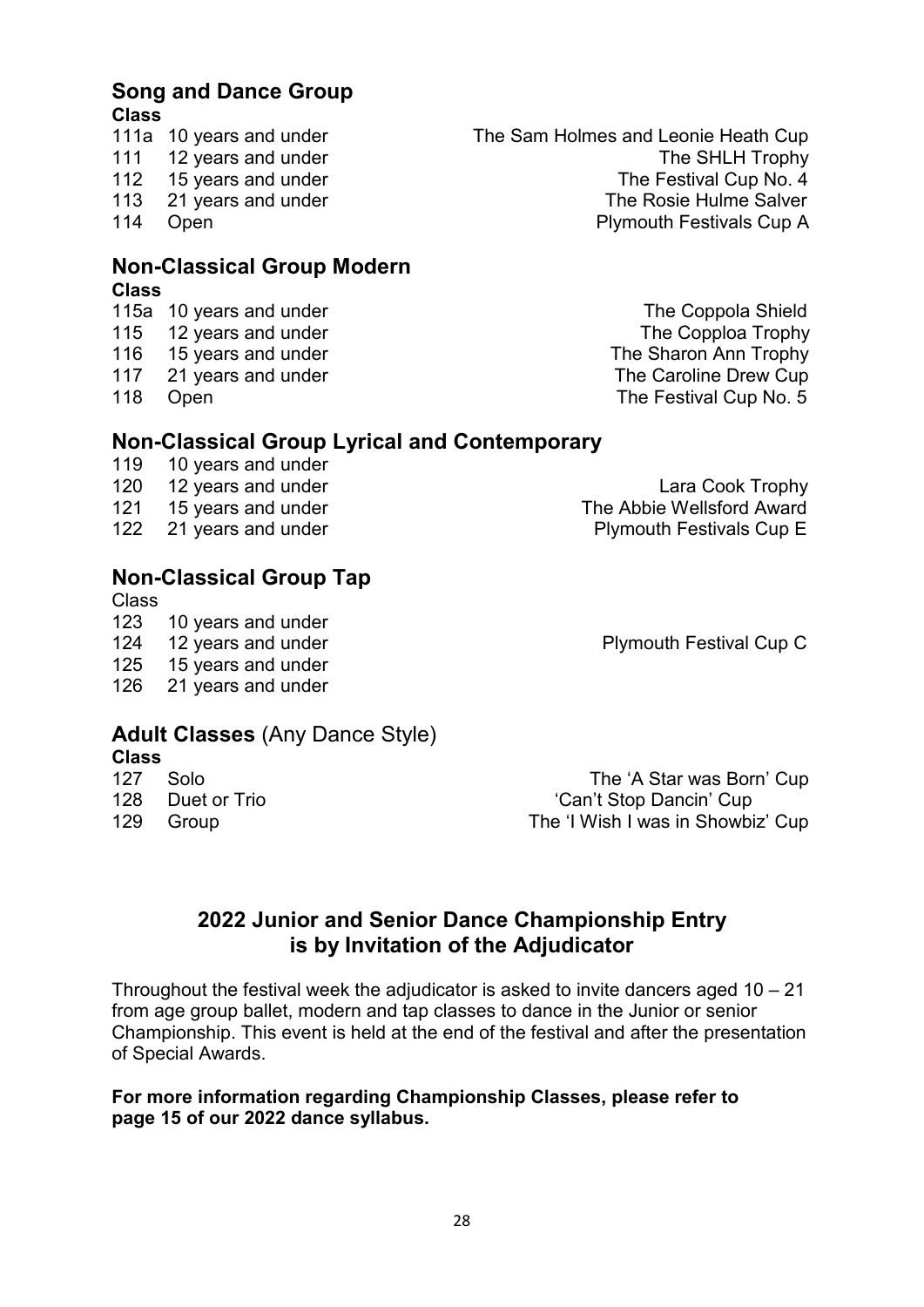## Song and Dance Group

| Class | | |
|---|---|---|
| 111a | 10 years and under | The Sam Holmes and Leonie Heath Cup |
| 111 | 12 years and under | The SHLH Trophy |
| 112 | 15 years and under | The Festival Cup No. 4 |
| 113 | 21 years and under | The Rosie Hulme Salver |
| 114 | Open | Plymouth Festivals Cup A |

## Non-Classical Group Modern

| Class | | |
|---|---|---|
| 115a | 10 years and under | The Coppola Shield |
| 115 | 12 years and under | The Copploa Trophy |
| 116 | 15 years and under | The Sharon Ann Trophy |
| 117 | 21 years and under | The Caroline Drew Cup |
| 118 | Open | The Festival Cup No. 5 |

## Non-Classical Group Lyrical and Contemporary

| | | |
|---|---|---|
| 119 | 10 years and under | |
| 120 | 12 years and under | Lara Cook Trophy |
| 121 | 15 years and under | The Abbie Wellsford Award |
| 122 | 21 years and under | Plymouth Festivals Cup E |

## Non-Classical Group Tap

| Class | | |
|---|---|---|
| 123 | 10 years and under | |
| 124 | 12 years and under | Plymouth Festival Cup C |
| 125 | 15 years and under | |
| 126 | 21 years and under | |

## Adult Classes (Any Dance Style)

| Class | | |
|---|---|---|
| 127 | Solo | The 'A Star was Born' Cup |
| 128 | Duet or Trio | 'Can't Stop Dancin' Cup |
| 129 | Group | The 'I Wish I was in Showbiz' Cup |

## 2022 Junior and Senior Dance Championship Entry is by Invitation of the Adjudicator

Throughout the festival week the adjudicator is asked to invite dancers aged 10 – 21 from age group ballet, modern and tap classes to dance in the Junior or senior Championship. This event is held at the end of the festival and after the presentation of Special Awards.

**For more information regarding Championship Classes, please refer to page 15 of our 2022 dance syllabus.**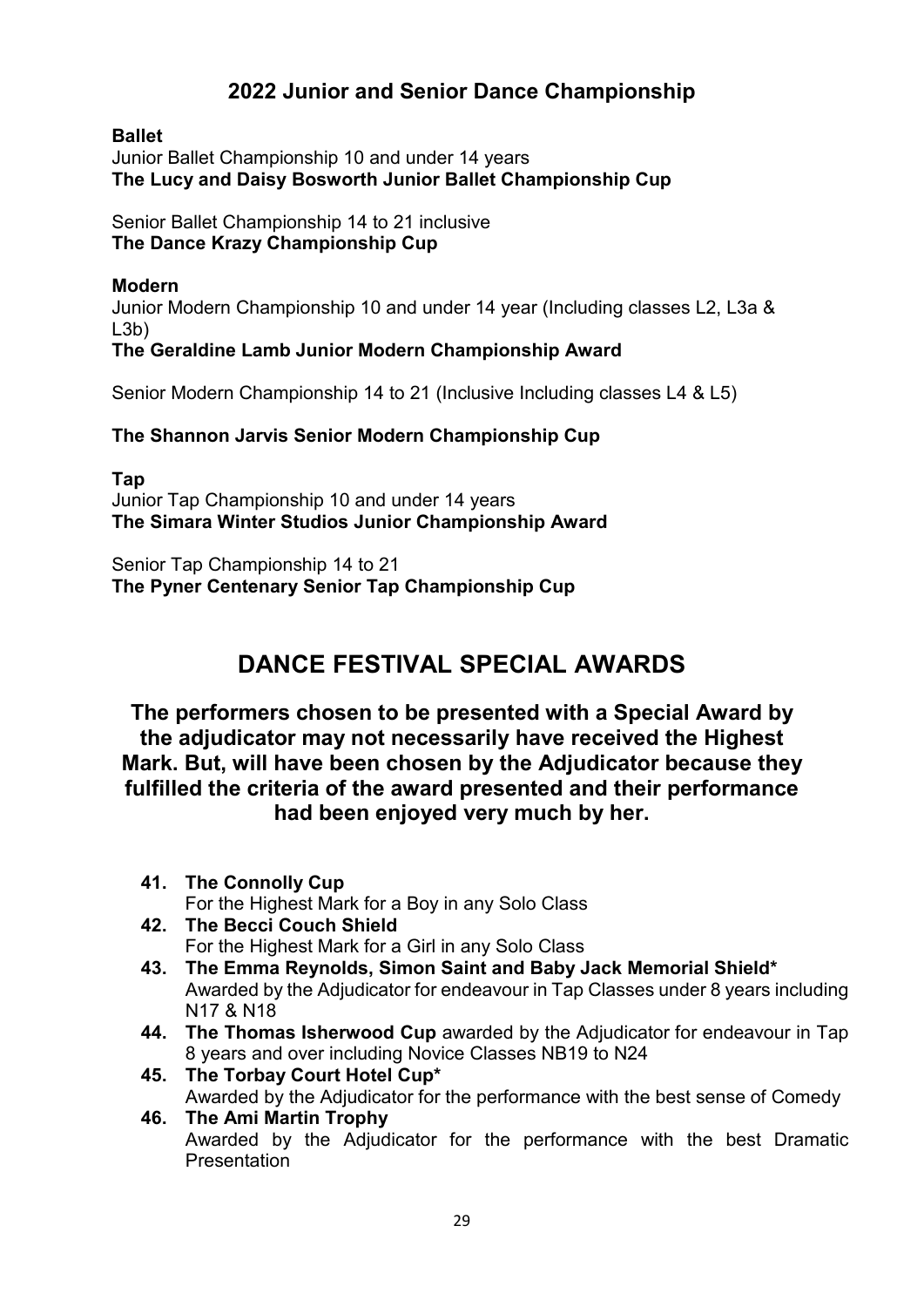## 2022 Junior and Senior Dance Championship

**Ballet**
Junior Ballet Championship 10 and under 14 years
**The Lucy and Daisy Bosworth Junior Ballet Championship Cup**

Senior Ballet Championship 14 to 21 inclusive
**The Dance Krazy Championship Cup**

**Modern**
Junior Modern Championship 10 and under 14 year (Including classes L2, L3a & L3b)
**The Geraldine Lamb Junior Modern Championship Award**

Senior Modern Championship 14 to 21 (Inclusive Including classes L4 & L5)

**The Shannon Jarvis Senior Modern Championship Cup**

**Tap**
Junior Tap Championship 10 and under 14 years
**The Simara Winter Studios Junior Championship Award**

Senior Tap Championship 14 to 21
**The Pyner Centenary Senior Tap Championship Cup**

# DANCE FESTIVAL SPECIAL AWARDS

### The performers chosen to be presented with a Special Award by the adjudicator may not necessarily have received the Highest Mark. But, will have been chosen by the Adjudicator because they fulfilled the criteria of the award presented and their performance had been enjoyed very much by her.

41. **The Connolly Cup**
    For the Highest Mark for a Boy in any Solo Class
42. **The Becci Couch Shield**
    For the Highest Mark for a Girl in any Solo Class
43. **The Emma Reynolds, Simon Saint and Baby Jack Memorial Shield***
    Awarded by the Adjudicator for endeavour in Tap Classes under 8 years including N17 & N18
44. **The Thomas Isherwood Cup** awarded by the Adjudicator for endeavour in Tap 8 years and over including Novice Classes NB19 to N24
45. **The Torbay Court Hotel Cup***
    Awarded by the Adjudicator for the performance with the best sense of Comedy
46. **The Ami Martin Trophy**
    Awarded by the Adjudicator for the performance with the best Dramatic Presentation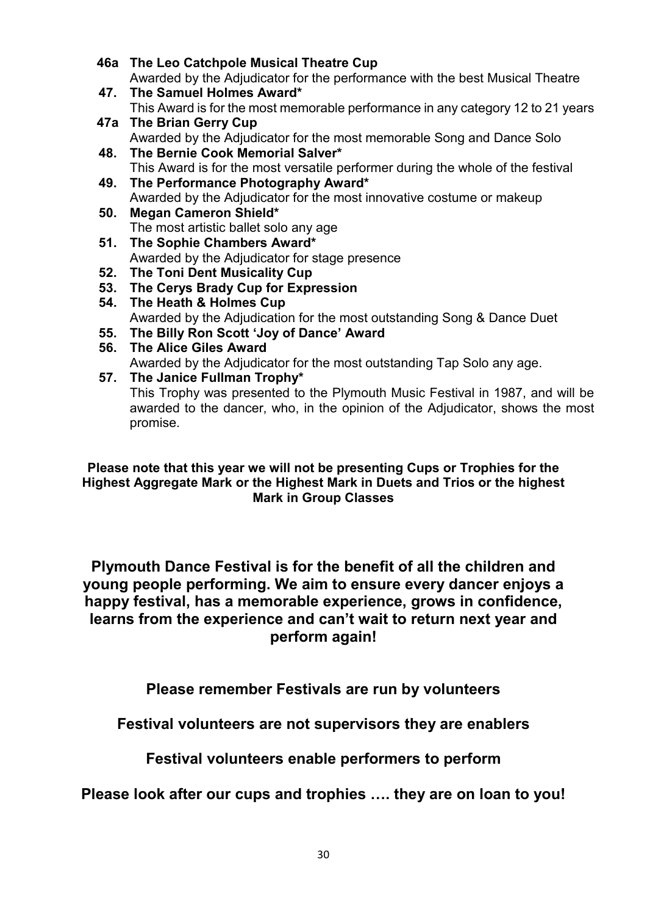**46a The Leo Catchpole Musical Theatre Cup**
Awarded by the Adjudicator for the performance with the best Musical Theatre

**47. The Samuel Holmes Award***
This Award is for the most memorable performance in any category 12 to 21 years

**47a The Brian Gerry Cup**
Awarded by the Adjudicator for the most memorable Song and Dance Solo

**48. The Bernie Cook Memorial Salver***
This Award is for the most versatile performer during the whole of the festival

**49. The Performance Photography Award***
Awarded by the Adjudicator for the most innovative costume or makeup

**50. Megan Cameron Shield***
The most artistic ballet solo any age

**51. The Sophie Chambers Award***
Awarded by the Adjudicator for stage presence

**52. The Toni Dent Musicality Cup**

**53. The Cerys Brady Cup for Expression**

**54. The Heath & Holmes Cup**
Awarded by the Adjudication for the most outstanding Song & Dance Duet

**55. The Billy Ron Scott 'Joy of Dance' Award**

**56. The Alice Giles Award**
Awarded by the Adjudicator for the most outstanding Tap Solo any age.

**57. The Janice Fullman Trophy***
This Trophy was presented to the Plymouth Music Festival in 1987, and will be awarded to the dancer, who, in the opinion of the Adjudicator, shows the most promise.

**Please note that this year we will not be presenting Cups or Trophies for the Highest Aggregate Mark or the Highest Mark in Duets and Trios or the highest Mark in Group Classes**

**Plymouth Dance Festival is for the benefit of all the children and young people performing. We aim to ensure every dancer enjoys a happy festival, has a memorable experience, grows in confidence, learns from the experience and can't wait to return next year and perform again!**

**Please remember Festivals are run by volunteers**

**Festival volunteers are not supervisors they are enablers**

**Festival volunteers enable performers to perform**

**Please look after our cups and trophies …. they are on loan to you!**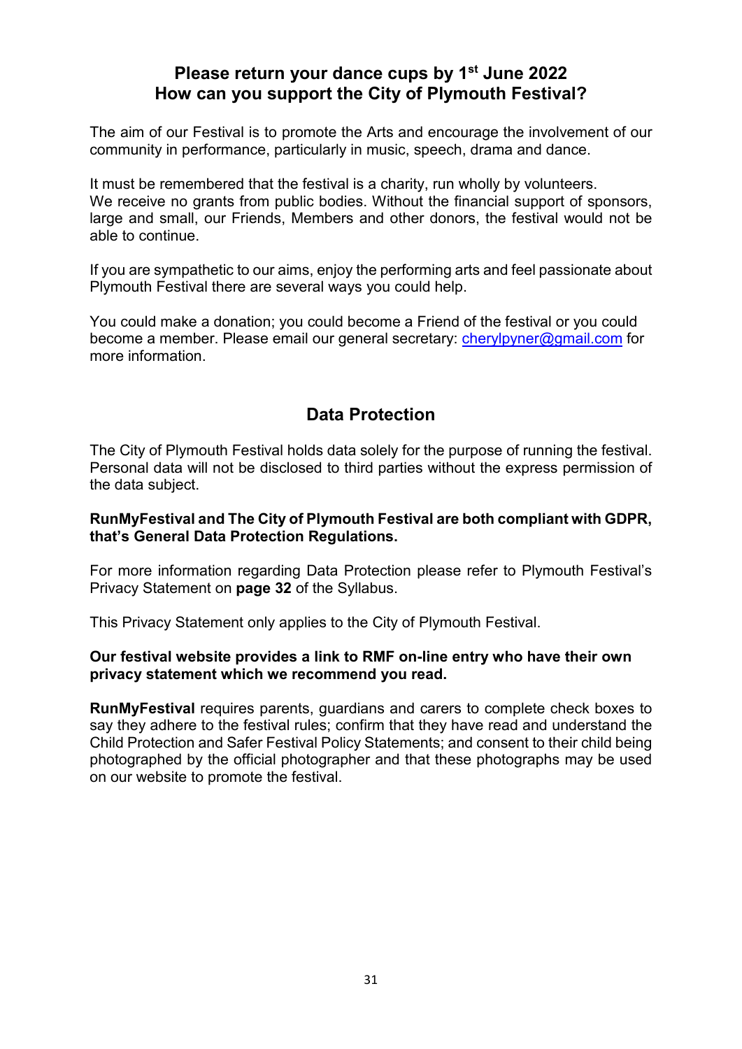## Please return your dance cups by 1st June 2022
## How can you support the City of Plymouth Festival?

The aim of our Festival is to promote the Arts and encourage the involvement of our community in performance, particularly in music, speech, drama and dance.

It must be remembered that the festival is a charity, run wholly by volunteers. We receive no grants from public bodies. Without the financial support of sponsors, large and small, our Friends, Members and other donors, the festival would not be able to continue.

If you are sympathetic to our aims, enjoy the performing arts and feel passionate about Plymouth Festival there are several ways you could help.

You could make a donation; you could become a Friend of the festival or you could become a member. Please email our general secretary: cherylpyner@gmail.com for more information.

## Data Protection

The City of Plymouth Festival holds data solely for the purpose of running the festival. Personal data will not be disclosed to third parties without the express permission of the data subject.

**RunMyFestival and The City of Plymouth Festival are both compliant with GDPR, that's General Data Protection Regulations.**

For more information regarding Data Protection please refer to Plymouth Festival's Privacy Statement on **page 32** of the Syllabus.

This Privacy Statement only applies to the City of Plymouth Festival.

**Our festival website provides a link to RMF on-line entry who have their own privacy statement which we recommend you read.**

**RunMyFestival** requires parents, guardians and carers to complete check boxes to say they adhere to the festival rules; confirm that they have read and understand the Child Protection and Safer Festival Policy Statements; and consent to their child being photographed by the official photographer and that these photographs may be used on our website to promote the festival.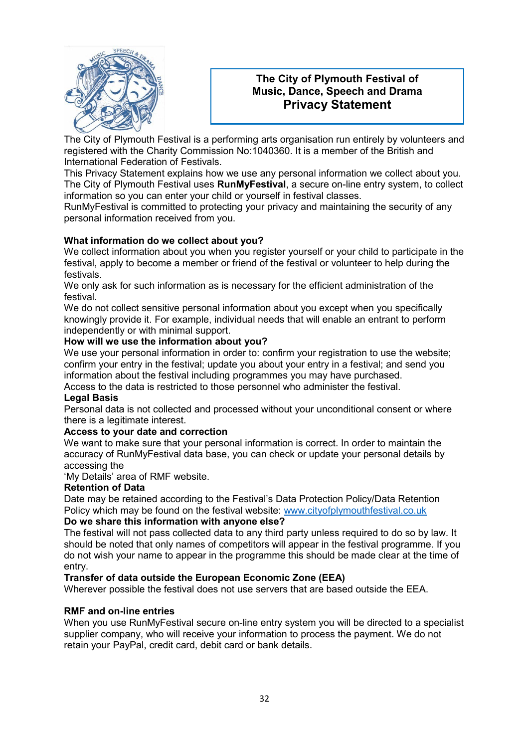**The City of Plymouth Festival of Music, Dance, Speech and Drama**
# Privacy Statement

The City of Plymouth Festival is a performing arts organisation run entirely by volunteers and registered with the Charity Commission No:1040360. It is a member of the British and International Federation of Festivals.
This Privacy Statement explains how we use any personal information we collect about you.
The City of Plymouth Festival uses **RunMyFestival**, a secure on-line entry system, to collect information so you can enter your child or yourself in festival classes.
RunMyFestival is committed to protecting your privacy and maintaining the security of any personal information received from you.

**What information do we collect about you?**
We collect information about you when you register yourself or your child to participate in the festival, apply to become a member or friend of the festival or volunteer to help during the festivals.
We only ask for such information as is necessary for the efficient administration of the festival.
We do not collect sensitive personal information about you except when you specifically knowingly provide it. For example, individual needs that will enable an entrant to perform independently or with minimal support.

**How will we use the information about you?**
We use your personal information in order to: confirm your registration to use the website; confirm your entry in the festival; update you about your entry in a festival; and send you information about the festival including programmes you may have purchased.
Access to the data is restricted to those personnel who administer the festival.

**Legal Basis**
Personal data is not collected and processed without your unconditional consent or where there is a legitimate interest.

**Access to your date and correction**
We want to make sure that your personal information is correct. In order to maintain the accuracy of RunMyFestival data base, you can check or update your personal details by accessing the
'My Details' area of RMF website.

**Retention of Data**
Date may be retained according to the Festival's Data Protection Policy/Data Retention Policy which may be found on the festival website: www.cityofplymouthfestival.co.uk

**Do we share this information with anyone else?**
The festival will not pass collected data to any third party unless required to do so by law. It should be noted that only names of competitors will appear in the festival programme. If you do not wish your name to appear in the programme this should be made clear at the time of entry.

**Transfer of data outside the European Economic Zone (EEA)**
Wherever possible the festival does not use servers that are based outside the EEA.

**RMF and on-line entries**
When you use RunMyFestival secure on-line entry system you will be directed to a specialist supplier company, who will receive your information to process the payment. We do not retain your PayPal, credit card, debit card or bank details.